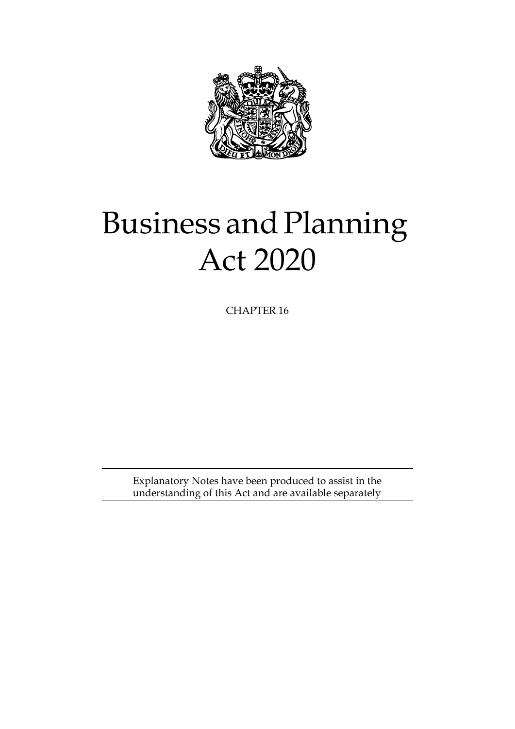# Business and Planning Act 2020

CHAPTER 16

Explanatory Notes have been produced to assist in the understanding of this Act and are available separately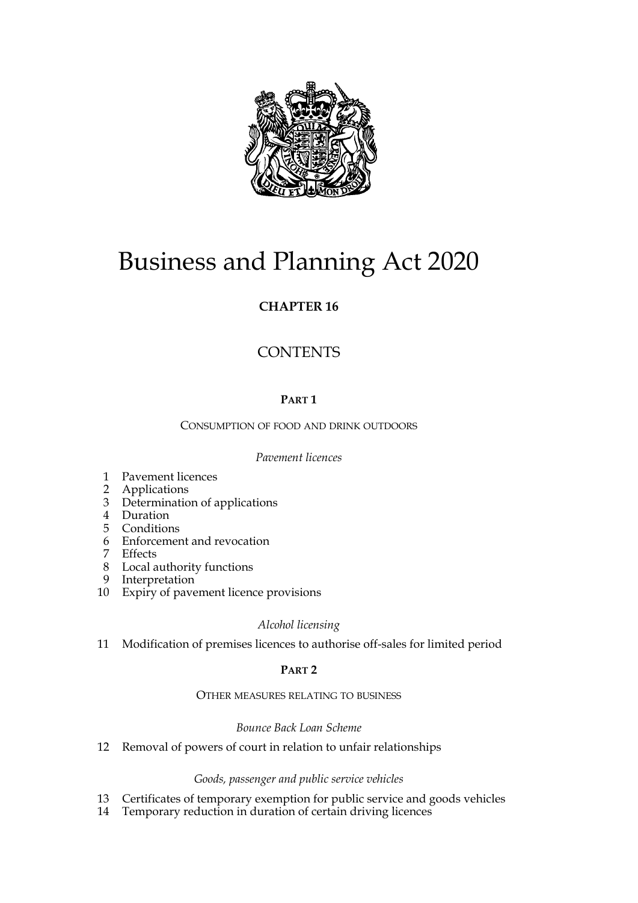# Business and Planning Act 2020

**CHAPTER 16**

## CONTENTS

### PART 1

CONSUMPTION OF FOOD AND DRINK OUTDOORS

*Pavement licences*

1 Pavement licences
2 Applications
3 Determination of applications
4 Duration
5 Conditions
6 Enforcement and revocation
7 Effects
8 Local authority functions
9 Interpretation
10 Expiry of pavement licence provisions

*Alcohol licensing*

11 Modification of premises licences to authorise off-sales for limited period

### PART 2

OTHER MEASURES RELATING TO BUSINESS

*Bounce Back Loan Scheme*

12 Removal of powers of court in relation to unfair relationships

*Goods, passenger and public service vehicles*

13 Certificates of temporary exemption for public service and goods vehicles
14 Temporary reduction in duration of certain driving licences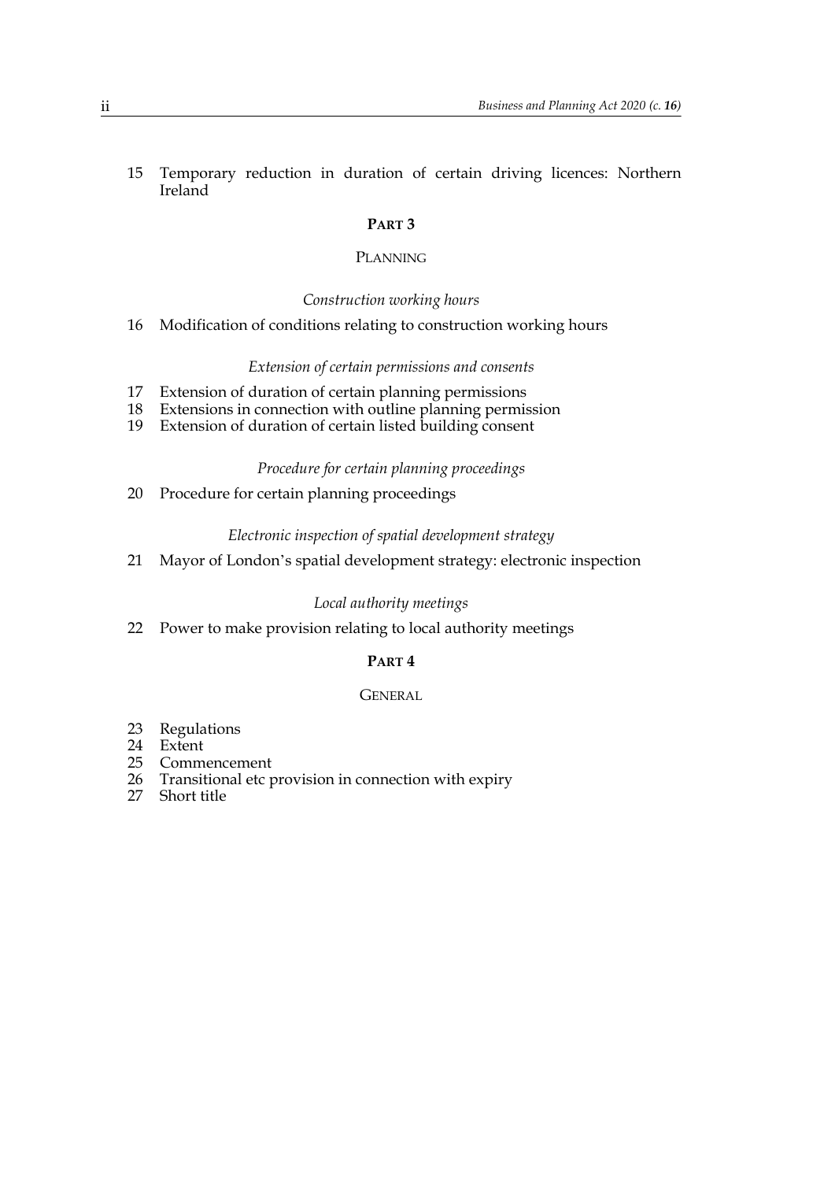15 Temporary reduction in duration of certain driving licences: Northern Ireland

## PART 3

## PLANNING

*Construction working hours*

16 Modification of conditions relating to construction working hours

*Extension of certain permissions and consents*

17 Extension of duration of certain planning permissions
18 Extensions in connection with outline planning permission
19 Extension of duration of certain listed building consent

*Procedure for certain planning proceedings*

20 Procedure for certain planning proceedings

*Electronic inspection of spatial development strategy*

21 Mayor of London's spatial development strategy: electronic inspection

*Local authority meetings*

22 Power to make provision relating to local authority meetings

## PART 4

## GENERAL

23 Regulations
24 Extent
25 Commencement
26 Transitional etc provision in connection with expiry
27 Short title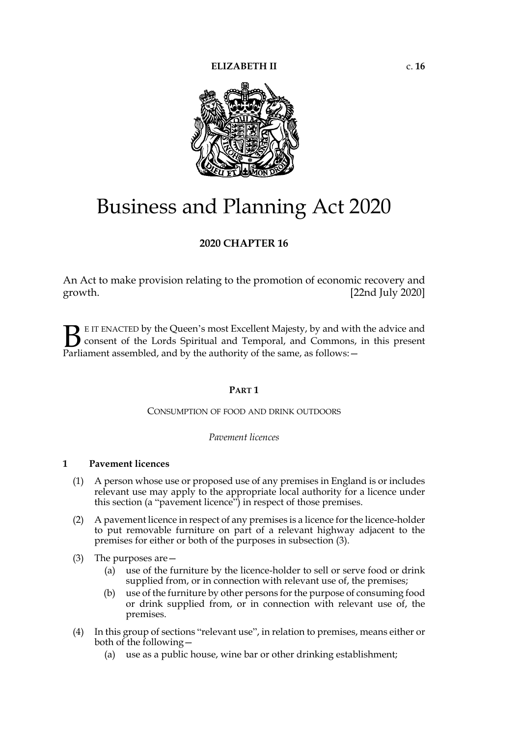ELIZABETH II c. 16

# Business and Planning Act 2020

**2020 CHAPTER 16**

An Act to make provision relating to the promotion of economic recovery and growth. [22nd July 2020]

BE IT ENACTED by the Queen's most Excellent Majesty, by and with the advice and consent of the Lords Spiritual and Temporal, and Commons, in this present Parliament assembled, and by the authority of the same, as follows:—

## PART 1

### CONSUMPTION OF FOOD AND DRINK OUTDOORS

*Pavement licences*

#### 1 Pavement licences

(1) A person whose use or proposed use of any premises in England is or includes relevant use may apply to the appropriate local authority for a licence under this section (a "pavement licence") in respect of those premises.

(2) A pavement licence in respect of any premises is a licence for the licence-holder to put removable furniture on part of a relevant highway adjacent to the premises for either or both of the purposes in subsection (3).

(3) The purposes are—

(a) use of the furniture by the licence-holder to sell or serve food or drink supplied from, or in connection with relevant use of, the premises;

(b) use of the furniture by other persons for the purpose of consuming food or drink supplied from, or in connection with relevant use of, the premises.

(4) In this group of sections "relevant use", in relation to premises, means either or both of the following—

(a) use as a public house, wine bar or other drinking establishment;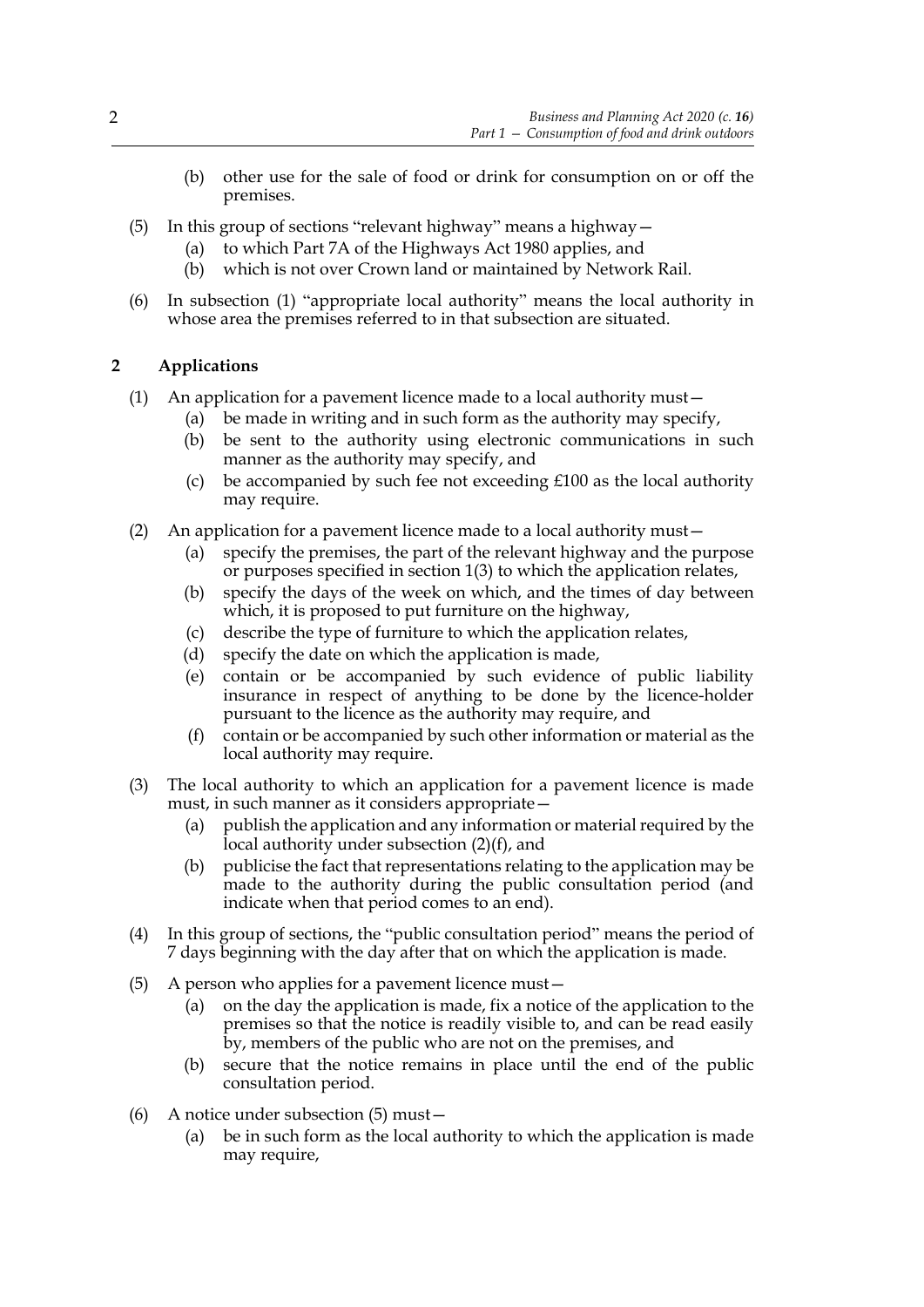(b) other use for the sale of food or drink for consumption on or off the premises.

(5) In this group of sections "relevant highway" means a highway—

(a) to which Part 7A of the Highways Act 1980 applies, and

(b) which is not over Crown land or maintained by Network Rail.

(6) In subsection (1) "appropriate local authority" means the local authority in whose area the premises referred to in that subsection are situated.

## 2 Applications

(1) An application for a pavement licence made to a local authority must—

(a) be made in writing and in such form as the authority may specify,

(b) be sent to the authority using electronic communications in such manner as the authority may specify, and

(c) be accompanied by such fee not exceeding £100 as the local authority may require.

(2) An application for a pavement licence made to a local authority must—

(a) specify the premises, the part of the relevant highway and the purpose or purposes specified in section 1(3) to which the application relates,

(b) specify the days of the week on which, and the times of day between which, it is proposed to put furniture on the highway,

(c) describe the type of furniture to which the application relates,

(d) specify the date on which the application is made,

(e) contain or be accompanied by such evidence of public liability insurance in respect of anything to be done by the licence-holder pursuant to the licence as the authority may require, and

(f) contain or be accompanied by such other information or material as the local authority may require.

(3) The local authority to which an application for a pavement licence is made must, in such manner as it considers appropriate—

(a) publish the application and any information or material required by the local authority under subsection (2)(f), and

(b) publicise the fact that representations relating to the application may be made to the authority during the public consultation period (and indicate when that period comes to an end).

(4) In this group of sections, the "public consultation period" means the period of 7 days beginning with the day after that on which the application is made.

(5) A person who applies for a pavement licence must—

(a) on the day the application is made, fix a notice of the application to the premises so that the notice is readily visible to, and can be read easily by, members of the public who are not on the premises, and

(b) secure that the notice remains in place until the end of the public consultation period.

(6) A notice under subsection (5) must—

(a) be in such form as the local authority to which the application is made may require,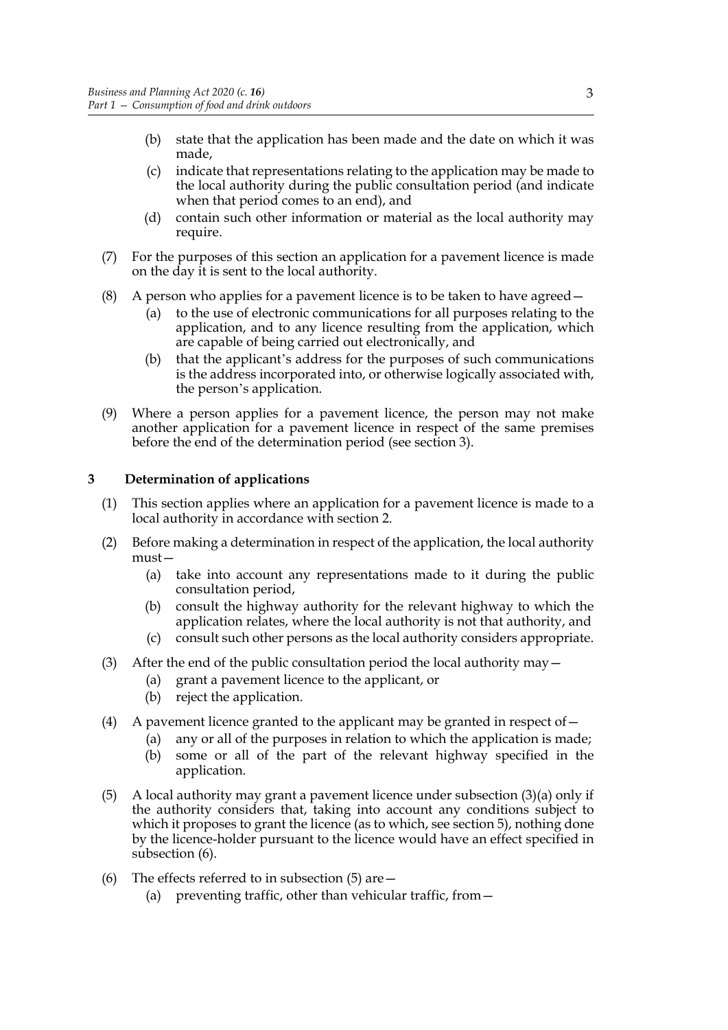(b) state that the application has been made and the date on which it was made,

(c) indicate that representations relating to the application may be made to the local authority during the public consultation period (and indicate when that period comes to an end), and

(d) contain such other information or material as the local authority may require.

(7) For the purposes of this section an application for a pavement licence is made on the day it is sent to the local authority.

(8) A person who applies for a pavement licence is to be taken to have agreed—

(a) to the use of electronic communications for all purposes relating to the application, and to any licence resulting from the application, which are capable of being carried out electronically, and

(b) that the applicant's address for the purposes of such communications is the address incorporated into, or otherwise logically associated with, the person's application.

(9) Where a person applies for a pavement licence, the person may not make another application for a pavement licence in respect of the same premises before the end of the determination period (see section 3).

## 3 Determination of applications

(1) This section applies where an application for a pavement licence is made to a local authority in accordance with section 2.

(2) Before making a determination in respect of the application, the local authority must—

(a) take into account any representations made to it during the public consultation period,

(b) consult the highway authority for the relevant highway to which the application relates, where the local authority is not that authority, and

(c) consult such other persons as the local authority considers appropriate.

(3) After the end of the public consultation period the local authority may—

(a) grant a pavement licence to the applicant, or

(b) reject the application.

(4) A pavement licence granted to the applicant may be granted in respect of—

(a) any or all of the purposes in relation to which the application is made;

(b) some or all of the part of the relevant highway specified in the application.

(5) A local authority may grant a pavement licence under subsection (3)(a) only if the authority considers that, taking into account any conditions subject to which it proposes to grant the licence (as to which, see section 5), nothing done by the licence-holder pursuant to the licence would have an effect specified in subsection (6).

(6) The effects referred to in subsection (5) are—

(a) preventing traffic, other than vehicular traffic, from—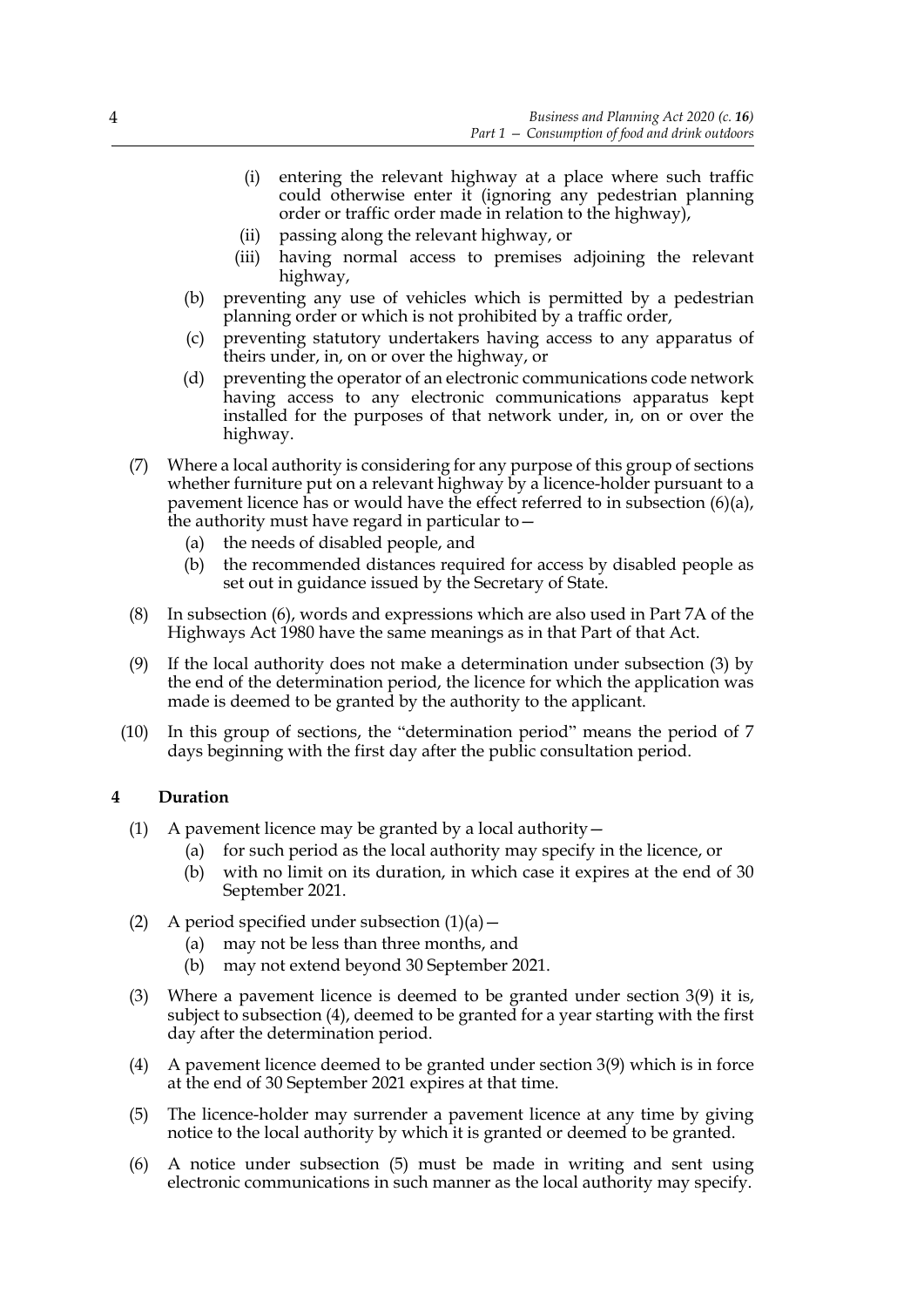(i) entering the relevant highway at a place where such traffic could otherwise enter it (ignoring any pedestrian planning order or traffic order made in relation to the highway),

(ii) passing along the relevant highway, or

(iii) having normal access to premises adjoining the relevant highway,

(b) preventing any use of vehicles which is permitted by a pedestrian planning order or which is not prohibited by a traffic order,

(c) preventing statutory undertakers having access to any apparatus of theirs under, in, on or over the highway, or

(d) preventing the operator of an electronic communications code network having access to any electronic communications apparatus kept installed for the purposes of that network under, in, on or over the highway.

(7) Where a local authority is considering for any purpose of this group of sections whether furniture put on a relevant highway by a licence-holder pursuant to a pavement licence has or would have the effect referred to in subsection (6)(a), the authority must have regard in particular to—

(a) the needs of disabled people, and

(b) the recommended distances required for access by disabled people as set out in guidance issued by the Secretary of State.

(8) In subsection (6), words and expressions which are also used in Part 7A of the Highways Act 1980 have the same meanings as in that Part of that Act.

(9) If the local authority does not make a determination under subsection (3) by the end of the determination period, the licence for which the application was made is deemed to be granted by the authority to the applicant.

(10) In this group of sections, the "determination period" means the period of 7 days beginning with the first day after the public consultation period.

## 4 Duration

(1) A pavement licence may be granted by a local authority—

(a) for such period as the local authority may specify in the licence, or

(b) with no limit on its duration, in which case it expires at the end of 30 September 2021.

(2) A period specified under subsection (1)(a)—

(a) may not be less than three months, and

(b) may not extend beyond 30 September 2021.

(3) Where a pavement licence is deemed to be granted under section 3(9) it is, subject to subsection (4), deemed to be granted for a year starting with the first day after the determination period.

(4) A pavement licence deemed to be granted under section 3(9) which is in force at the end of 30 September 2021 expires at that time.

(5) The licence-holder may surrender a pavement licence at any time by giving notice to the local authority by which it is granted or deemed to be granted.

(6) A notice under subsection (5) must be made in writing and sent using electronic communications in such manner as the local authority may specify.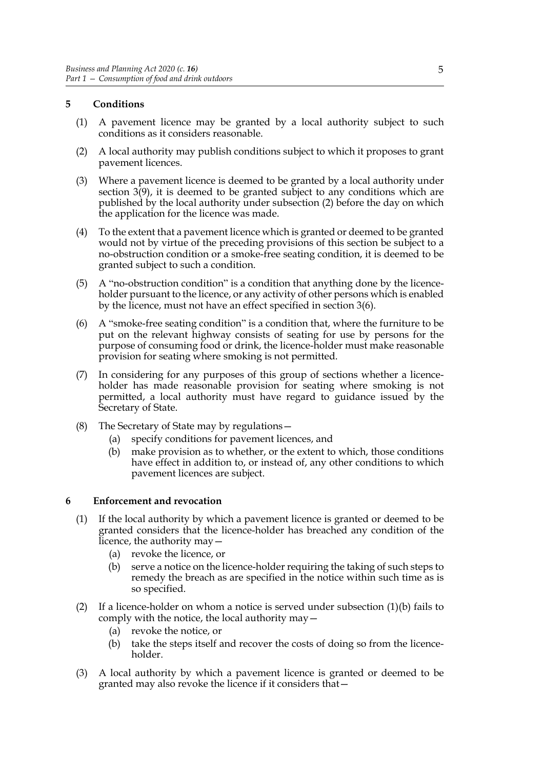## 5 Conditions

(1) A pavement licence may be granted by a local authority subject to such conditions as it considers reasonable.

(2) A local authority may publish conditions subject to which it proposes to grant pavement licences.

(3) Where a pavement licence is deemed to be granted by a local authority under section 3(9), it is deemed to be granted subject to any conditions which are published by the local authority under subsection (2) before the day on which the application for the licence was made.

(4) To the extent that a pavement licence which is granted or deemed to be granted would not by virtue of the preceding provisions of this section be subject to a no-obstruction condition or a smoke-free seating condition, it is deemed to be granted subject to such a condition.

(5) A "no-obstruction condition" is a condition that anything done by the licence-holder pursuant to the licence, or any activity of other persons which is enabled by the licence, must not have an effect specified in section 3(6).

(6) A "smoke-free seating condition" is a condition that, where the furniture to be put on the relevant highway consists of seating for use by persons for the purpose of consuming food or drink, the licence-holder must make reasonable provision for seating where smoking is not permitted.

(7) In considering for any purposes of this group of sections whether a licence-holder has made reasonable provision for seating where smoking is not permitted, a local authority must have regard to guidance issued by the Secretary of State.

(8) The Secretary of State may by regulations—
  - (a) specify conditions for pavement licences, and
  - (b) make provision as to whether, or the extent to which, those conditions have effect in addition to, or instead of, any other conditions to which pavement licences are subject.

## 6 Enforcement and revocation

(1) If the local authority by which a pavement licence is granted or deemed to be granted considers that the licence-holder has breached any condition of the licence, the authority may—
  - (a) revoke the licence, or
  - (b) serve a notice on the licence-holder requiring the taking of such steps to remedy the breach as are specified in the notice within such time as is so specified.

(2) If a licence-holder on whom a notice is served under subsection (1)(b) fails to comply with the notice, the local authority may—
  - (a) revoke the notice, or
  - (b) take the steps itself and recover the costs of doing so from the licence-holder.

(3) A local authority by which a pavement licence is granted or deemed to be granted may also revoke the licence if it considers that—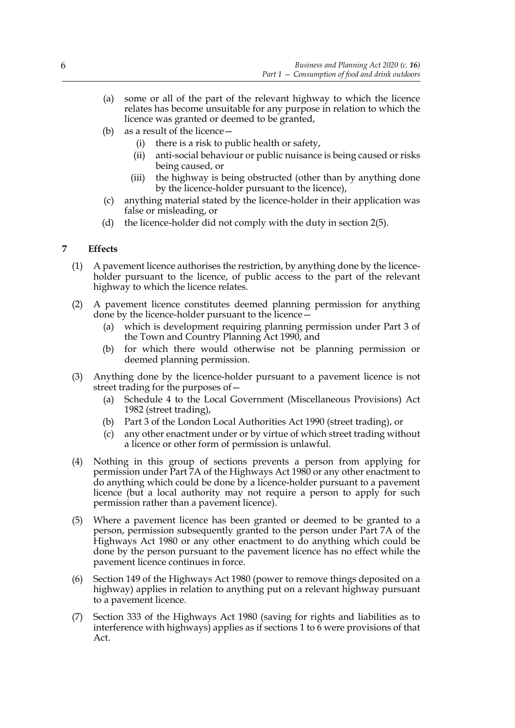(a) some or all of the part of the relevant highway to which the licence relates has become unsuitable for any purpose in relation to which the licence was granted or deemed to be granted,

(b) as a result of the licence—

   (i) there is a risk to public health or safety,

   (ii) anti-social behaviour or public nuisance is being caused or risks being caused, or

   (iii) the highway is being obstructed (other than by anything done by the licence-holder pursuant to the licence),

(c) anything material stated by the licence-holder in their application was false or misleading, or

(d) the licence-holder did not comply with the duty in section 2(5).

## 7 Effects

(1) A pavement licence authorises the restriction, by anything done by the licence-holder pursuant to the licence, of public access to the part of the relevant highway to which the licence relates.

(2) A pavement licence constitutes deemed planning permission for anything done by the licence-holder pursuant to the licence—

   (a) which is development requiring planning permission under Part 3 of the Town and Country Planning Act 1990, and

   (b) for which there would otherwise not be planning permission or deemed planning permission.

(3) Anything done by the licence-holder pursuant to a pavement licence is not street trading for the purposes of—

   (a) Schedule 4 to the Local Government (Miscellaneous Provisions) Act 1982 (street trading),

   (b) Part 3 of the London Local Authorities Act 1990 (street trading), or

   (c) any other enactment under or by virtue of which street trading without a licence or other form of permission is unlawful.

(4) Nothing in this group of sections prevents a person from applying for permission under Part 7A of the Highways Act 1980 or any other enactment to do anything which could be done by a licence-holder pursuant to a pavement licence (but a local authority may not require a person to apply for such permission rather than a pavement licence).

(5) Where a pavement licence has been granted or deemed to be granted to a person, permission subsequently granted to the person under Part 7A of the Highways Act 1980 or any other enactment to do anything which could be done by the person pursuant to the pavement licence has no effect while the pavement licence continues in force.

(6) Section 149 of the Highways Act 1980 (power to remove things deposited on a highway) applies in relation to anything put on a relevant highway pursuant to a pavement licence.

(7) Section 333 of the Highways Act 1980 (saving for rights and liabilities as to interference with highways) applies as if sections 1 to 6 were provisions of that Act.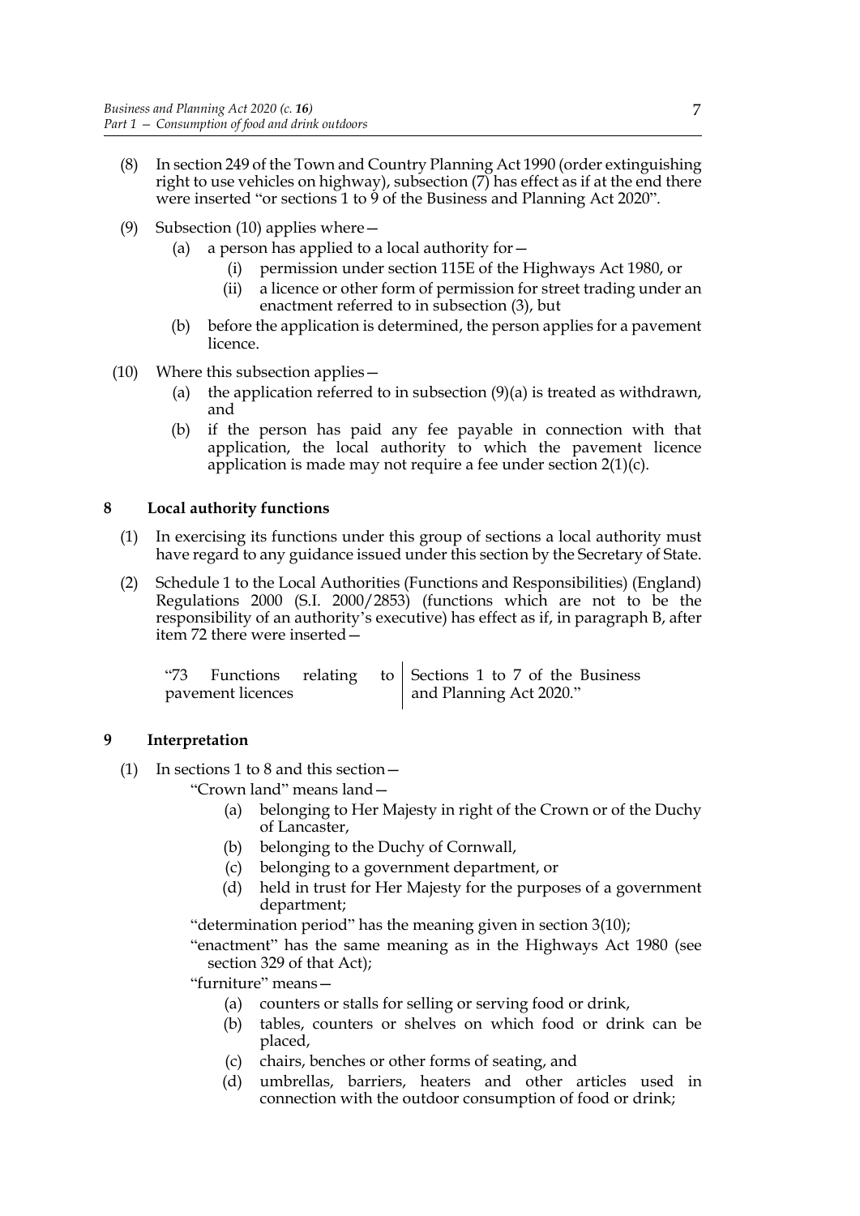(8) In section 249 of the Town and Country Planning Act 1990 (order extinguishing right to use vehicles on highway), subsection (7) has effect as if at the end there were inserted "or sections 1 to 9 of the Business and Planning Act 2020".

(9) Subsection (10) applies where—

  (a) a person has applied to a local authority for—

    (i) permission under section 115E of the Highways Act 1980, or

    (ii) a licence or other form of permission for street trading under an enactment referred to in subsection (3), but

  (b) before the application is determined, the person applies for a pavement licence.

(10) Where this subsection applies—

  (a) the application referred to in subsection (9)(a) is treated as withdrawn, and

  (b) if the person has paid any fee payable in connection with that application, the local authority to which the pavement licence application is made may not require a fee under section 2(1)(c).

## 8 Local authority functions

(1) In exercising its functions under this group of sections a local authority must have regard to any guidance issued under this section by the Secretary of State.

(2) Schedule 1 to the Local Authorities (Functions and Responsibilities) (England) Regulations 2000 (S.I. 2000/2853) (functions which are not to be the responsibility of an authority's executive) has effect as if, in paragraph B, after item 72 there were inserted—

| | |
|---|---|
| "73 Functions relating to pavement licences | Sections 1 to 7 of the Business and Planning Act 2020." |

## 9 Interpretation

(1) In sections 1 to 8 and this section—

"Crown land" means land—

  (a) belonging to Her Majesty in right of the Crown or of the Duchy of Lancaster,

  (b) belonging to the Duchy of Cornwall,

  (c) belonging to a government department, or

  (d) held in trust for Her Majesty for the purposes of a government department;

"determination period" has the meaning given in section 3(10);

"enactment" has the same meaning as in the Highways Act 1980 (see section 329 of that Act);

"furniture" means—

  (a) counters or stalls for selling or serving food or drink,

  (b) tables, counters or shelves on which food or drink can be placed,

  (c) chairs, benches or other forms of seating, and

  (d) umbrellas, barriers, heaters and other articles used in connection with the outdoor consumption of food or drink;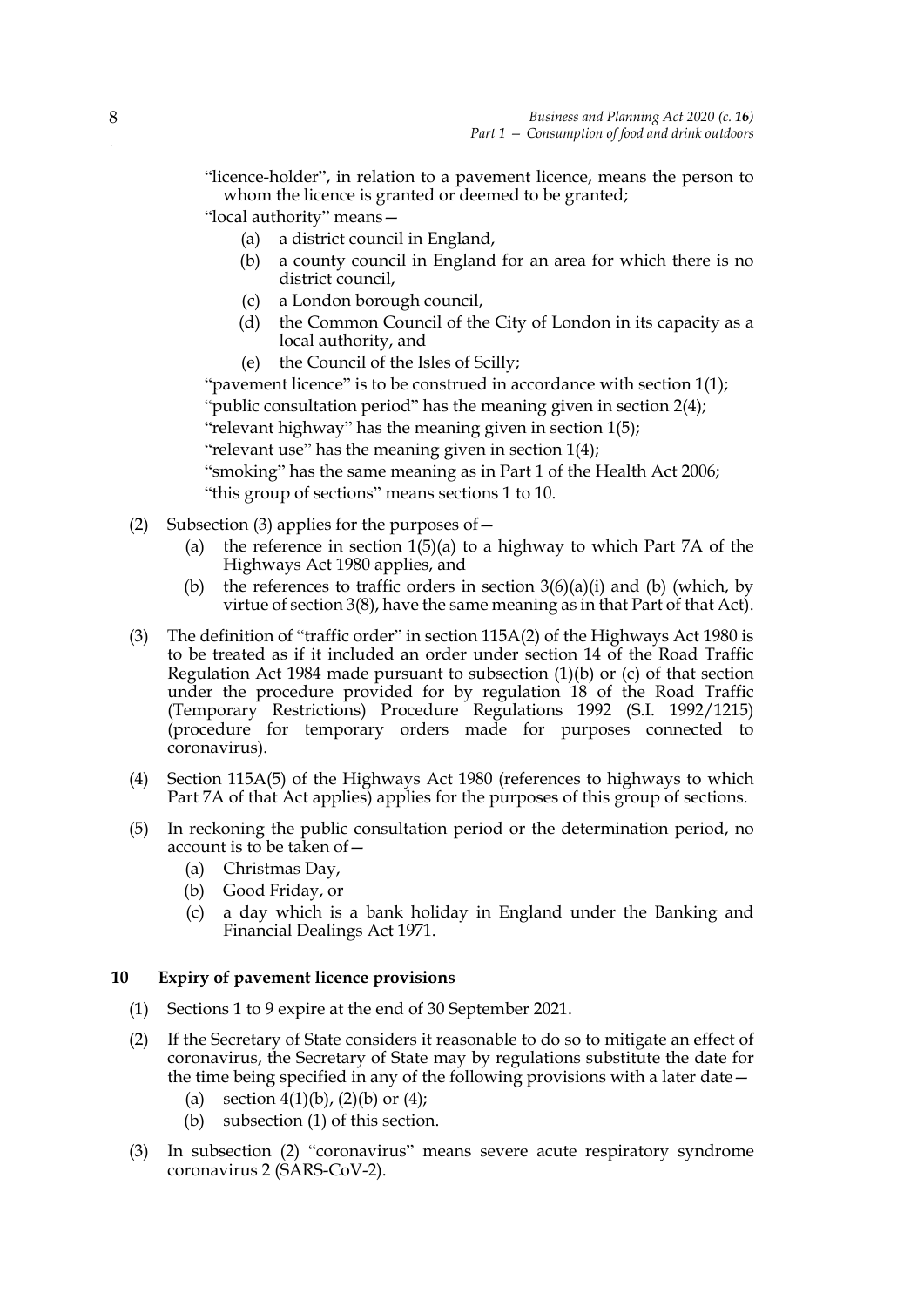"licence-holder", in relation to a pavement licence, means the person to whom the licence is granted or deemed to be granted;

"local authority" means—

- (a) a district council in England,
- (b) a county council in England for an area for which there is no district council,
- (c) a London borough council,
- (d) the Common Council of the City of London in its capacity as a local authority, and
- (e) the Council of the Isles of Scilly;

"pavement licence" is to be construed in accordance with section 1(1);

"public consultation period" has the meaning given in section 2(4);

"relevant highway" has the meaning given in section 1(5);

"relevant use" has the meaning given in section 1(4);

"smoking" has the same meaning as in Part 1 of the Health Act 2006;

"this group of sections" means sections 1 to 10.

(2) Subsection (3) applies for the purposes of—

- (a) the reference in section 1(5)(a) to a highway to which Part 7A of the Highways Act 1980 applies, and
- (b) the references to traffic orders in section 3(6)(a)(i) and (b) (which, by virtue of section 3(8), have the same meaning as in that Part of that Act).

(3) The definition of "traffic order" in section 115A(2) of the Highways Act 1980 is to be treated as if it included an order under section 14 of the Road Traffic Regulation Act 1984 made pursuant to subsection (1)(b) or (c) of that section under the procedure provided for by regulation 18 of the Road Traffic (Temporary Restrictions) Procedure Regulations 1992 (S.I. 1992/1215) (procedure for temporary orders made for purposes connected to coronavirus).

(4) Section 115A(5) of the Highways Act 1980 (references to highways to which Part 7A of that Act applies) applies for the purposes of this group of sections.

(5) In reckoning the public consultation period or the determination period, no account is to be taken of—

- (a) Christmas Day,
- (b) Good Friday, or
- (c) a day which is a bank holiday in England under the Banking and Financial Dealings Act 1971.

## 10 Expiry of pavement licence provisions

(1) Sections 1 to 9 expire at the end of 30 September 2021.

(2) If the Secretary of State considers it reasonable to do so to mitigate an effect of coronavirus, the Secretary of State may by regulations substitute the date for the time being specified in any of the following provisions with a later date—

- (a) section 4(1)(b), (2)(b) or (4);
- (b) subsection (1) of this section.

(3) In subsection (2) "coronavirus" means severe acute respiratory syndrome coronavirus 2 (SARS-CoV-2).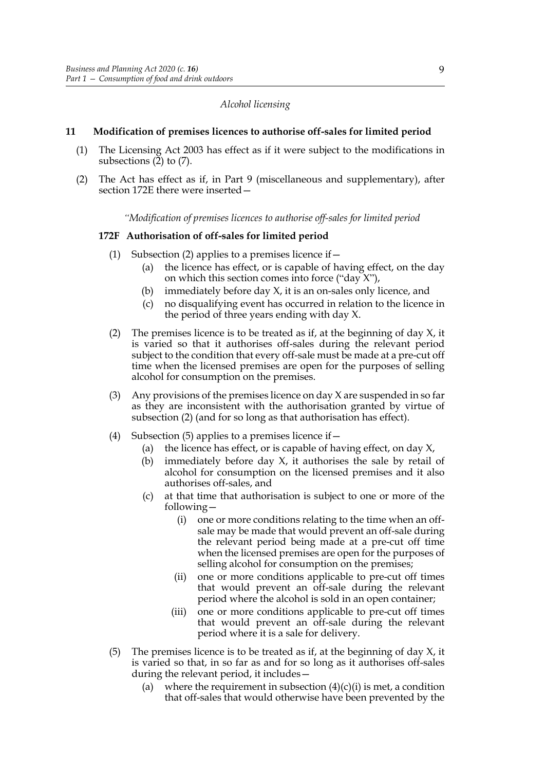*Alcohol licensing*

## 11 Modification of premises licences to authorise off-sales for limited period

(1) The Licensing Act 2003 has effect as if it were subject to the modifications in subsections (2) to (7).

(2) The Act has effect as if, in Part 9 (miscellaneous and supplementary), after section 172E there were inserted—

*"Modification of premises licences to authorise off-sales for limited period*

### 172F Authorisation of off-sales for limited period

(1) Subsection (2) applies to a premises licence if—

- (a) the licence has effect, or is capable of having effect, on the day on which this section comes into force ("day X"),
- (b) immediately before day X, it is an on-sales only licence, and
- (c) no disqualifying event has occurred in relation to the licence in the period of three years ending with day X.

(2) The premises licence is to be treated as if, at the beginning of day X, it is varied so that it authorises off-sales during the relevant period subject to the condition that every off-sale must be made at a pre-cut off time when the licensed premises are open for the purposes of selling alcohol for consumption on the premises.

(3) Any provisions of the premises licence on day X are suspended in so far as they are inconsistent with the authorisation granted by virtue of subsection (2) (and for so long as that authorisation has effect).

(4) Subsection (5) applies to a premises licence if—

- (a) the licence has effect, or is capable of having effect, on day X,
- (b) immediately before day X, it authorises the sale by retail of alcohol for consumption on the licensed premises and it also authorises off-sales, and
- (c) at that time that authorisation is subject to one or more of the following—
  - (i) one or more conditions relating to the time when an off-sale may be made that would prevent an off-sale during the relevant period being made at a pre-cut off time when the licensed premises are open for the purposes of selling alcohol for consumption on the premises;
  - (ii) one or more conditions applicable to pre-cut off times that would prevent an off-sale during the relevant period where the alcohol is sold in an open container;
  - (iii) one or more conditions applicable to pre-cut off times that would prevent an off-sale during the relevant period where it is a sale for delivery.

(5) The premises licence is to be treated as if, at the beginning of day X, it is varied so that, in so far as and for so long as it authorises off-sales during the relevant period, it includes—

- (a) where the requirement in subsection (4)(c)(i) is met, a condition that off-sales that would otherwise have been prevented by the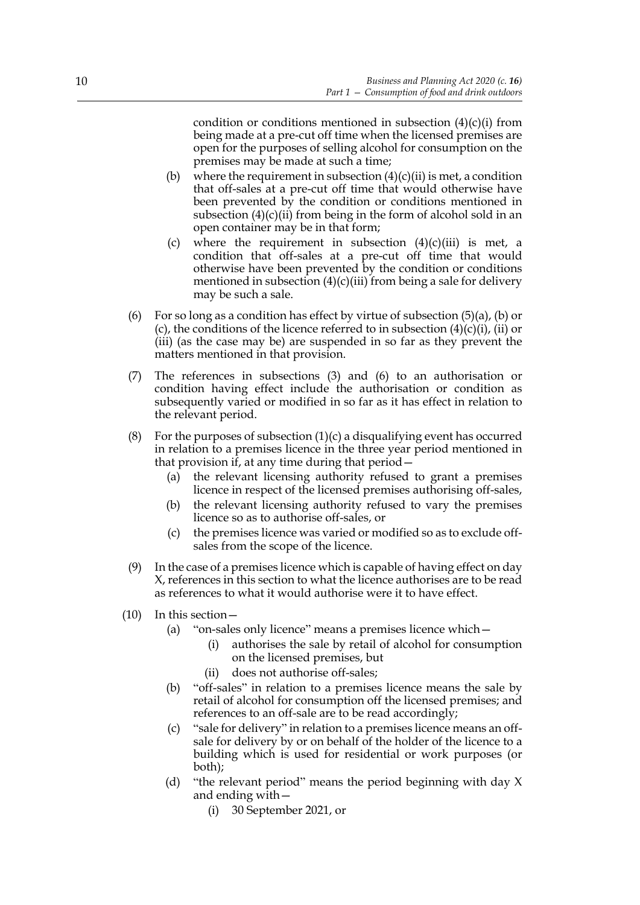condition or conditions mentioned in subsection (4)(c)(i) from being made at a pre-cut off time when the licensed premises are open for the purposes of selling alcohol for consumption on the premises may be made at such a time;

(b) where the requirement in subsection (4)(c)(ii) is met, a condition that off-sales at a pre-cut off time that would otherwise have been prevented by the condition or conditions mentioned in subsection (4)(c)(ii) from being in the form of alcohol sold in an open container may be in that form;

(c) where the requirement in subsection (4)(c)(iii) is met, a condition that off-sales at a pre-cut off time that would otherwise have been prevented by the condition or conditions mentioned in subsection (4)(c)(iii) from being a sale for delivery may be such a sale.

(6) For so long as a condition has effect by virtue of subsection (5)(a), (b) or (c), the conditions of the licence referred to in subsection (4)(c)(i), (ii) or (iii) (as the case may be) are suspended in so far as they prevent the matters mentioned in that provision.

(7) The references in subsections (3) and (6) to an authorisation or condition having effect include the authorisation or condition as subsequently varied or modified in so far as it has effect in relation to the relevant period.

(8) For the purposes of subsection (1)(c) a disqualifying event has occurred in relation to a premises licence in the three year period mentioned in that provision if, at any time during that period—

(a) the relevant licensing authority refused to grant a premises licence in respect of the licensed premises authorising off-sales,

(b) the relevant licensing authority refused to vary the premises licence so as to authorise off-sales, or

(c) the premises licence was varied or modified so as to exclude off-sales from the scope of the licence.

(9) In the case of a premises licence which is capable of having effect on day X, references in this section to what the licence authorises are to be read as references to what it would authorise were it to have effect.

(10) In this section—

(a) "on-sales only licence" means a premises licence which—

(i) authorises the sale by retail of alcohol for consumption on the licensed premises, but

(ii) does not authorise off-sales;

(b) "off-sales" in relation to a premises licence means the sale by retail of alcohol for consumption off the licensed premises; and references to an off-sale are to be read accordingly;

(c) "sale for delivery" in relation to a premises licence means an off-sale for delivery by or on behalf of the holder of the licence to a building which is used for residential or work purposes (or both);

(d) "the relevant period" means the period beginning with day X and ending with—

(i) 30 September 2021, or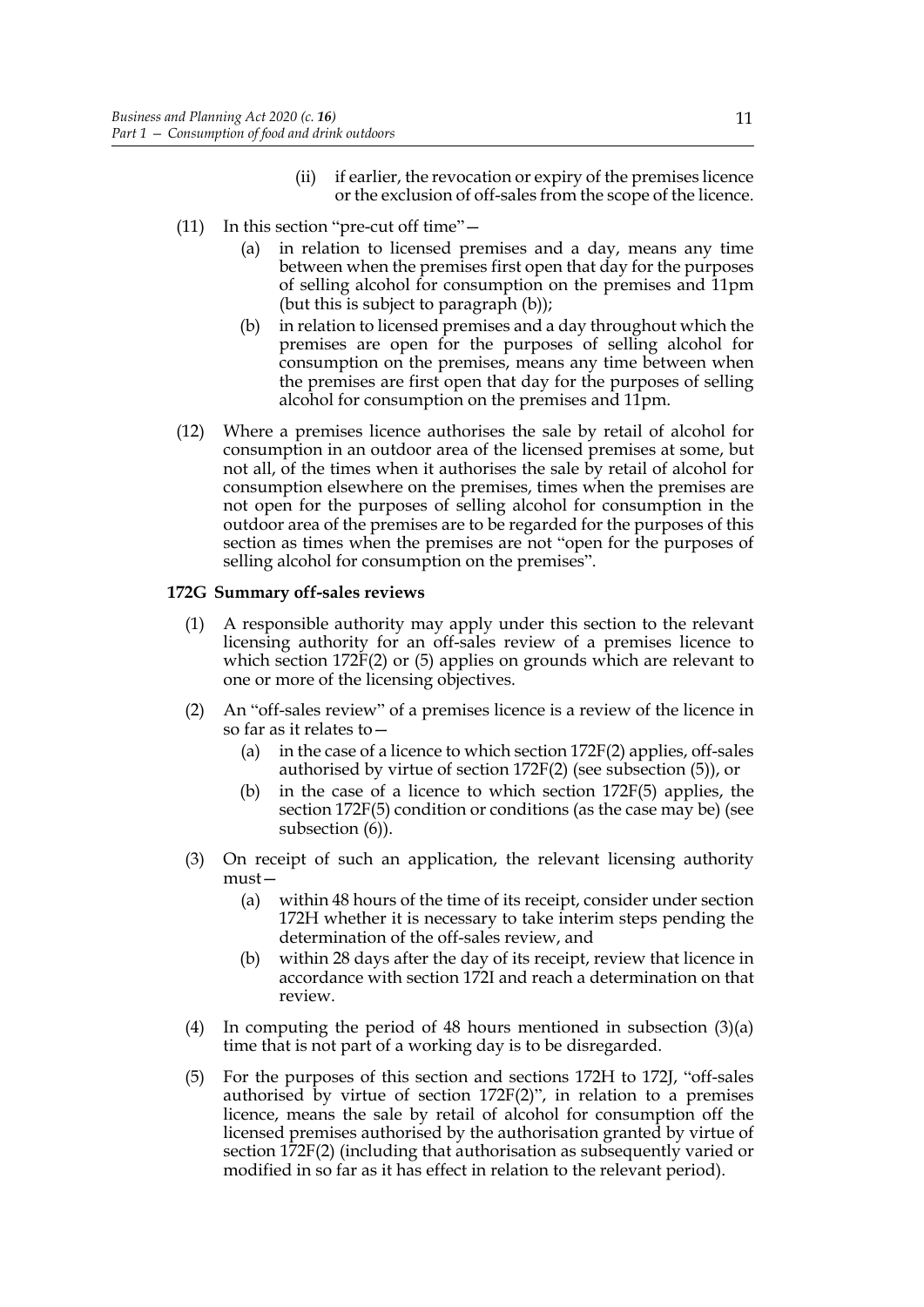(ii) if earlier, the revocation or expiry of the premises licence or the exclusion of off-sales from the scope of the licence.

(11) In this section "pre-cut off time"—

(a) in relation to licensed premises and a day, means any time between when the premises first open that day for the purposes of selling alcohol for consumption on the premises and 11pm (but this is subject to paragraph (b));

(b) in relation to licensed premises and a day throughout which the premises are open for the purposes of selling alcohol for consumption on the premises, means any time between when the premises are first open that day for the purposes of selling alcohol for consumption on the premises and 11pm.

(12) Where a premises licence authorises the sale by retail of alcohol for consumption in an outdoor area of the licensed premises at some, but not all, of the times when it authorises the sale by retail of alcohol for consumption elsewhere on the premises, times when the premises are not open for the purposes of selling alcohol for consumption in the outdoor area of the premises are to be regarded for the purposes of this section as times when the premises are not "open for the purposes of selling alcohol for consumption on the premises".

**172G Summary off-sales reviews**

(1) A responsible authority may apply under this section to the relevant licensing authority for an off-sales review of a premises licence to which section 172F(2) or (5) applies on grounds which are relevant to one or more of the licensing objectives.

(2) An "off-sales review" of a premises licence is a review of the licence in so far as it relates to—

(a) in the case of a licence to which section 172F(2) applies, off-sales authorised by virtue of section 172F(2) (see subsection (5)), or

(b) in the case of a licence to which section 172F(5) applies, the section 172F(5) condition or conditions (as the case may be) (see subsection (6)).

(3) On receipt of such an application, the relevant licensing authority must—

(a) within 48 hours of the time of its receipt, consider under section 172H whether it is necessary to take interim steps pending the determination of the off-sales review, and

(b) within 28 days after the day of its receipt, review that licence in accordance with section 172I and reach a determination on that review.

(4) In computing the period of 48 hours mentioned in subsection (3)(a) time that is not part of a working day is to be disregarded.

(5) For the purposes of this section and sections 172H to 172J, "off-sales authorised by virtue of section 172F(2)", in relation to a premises licence, means the sale by retail of alcohol for consumption off the licensed premises authorised by the authorisation granted by virtue of section 172F(2) (including that authorisation as subsequently varied or modified in so far as it has effect in relation to the relevant period).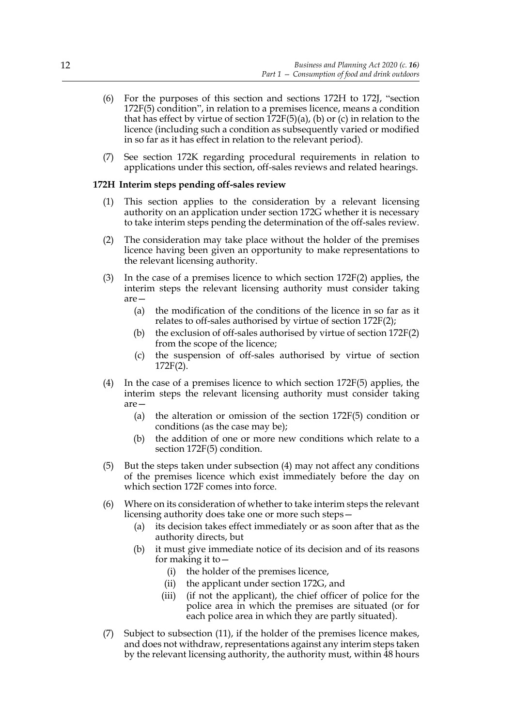(6) For the purposes of this section and sections 172H to 172J, "section 172F(5) condition", in relation to a premises licence, means a condition that has effect by virtue of section 172F(5)(a), (b) or (c) in relation to the licence (including such a condition as subsequently varied or modified in so far as it has effect in relation to the relevant period).

(7) See section 172K regarding procedural requirements in relation to applications under this section, off-sales reviews and related hearings.

**172H Interim steps pending off-sales review**

(1) This section applies to the consideration by a relevant licensing authority on an application under section 172G whether it is necessary to take interim steps pending the determination of the off-sales review.

(2) The consideration may take place without the holder of the premises licence having been given an opportunity to make representations to the relevant licensing authority.

(3) In the case of a premises licence to which section 172F(2) applies, the interim steps the relevant licensing authority must consider taking are—

- (a) the modification of the conditions of the licence in so far as it relates to off-sales authorised by virtue of section 172F(2);
- (b) the exclusion of off-sales authorised by virtue of section 172F(2) from the scope of the licence;
- (c) the suspension of off-sales authorised by virtue of section 172F(2).

(4) In the case of a premises licence to which section 172F(5) applies, the interim steps the relevant licensing authority must consider taking are—

- (a) the alteration or omission of the section 172F(5) condition or conditions (as the case may be);
- (b) the addition of one or more new conditions which relate to a section 172F(5) condition.

(5) But the steps taken under subsection (4) may not affect any conditions of the premises licence which exist immediately before the day on which section 172F comes into force.

(6) Where on its consideration of whether to take interim steps the relevant licensing authority does take one or more such steps—

- (a) its decision takes effect immediately or as soon after that as the authority directs, but
- (b) it must give immediate notice of its decision and of its reasons for making it to—
  - (i) the holder of the premises licence,
  - (ii) the applicant under section 172G, and
  - (iii) (if not the applicant), the chief officer of police for the police area in which the premises are situated (or for each police area in which they are partly situated).

(7) Subject to subsection (11), if the holder of the premises licence makes, and does not withdraw, representations against any interim steps taken by the relevant licensing authority, the authority must, within 48 hours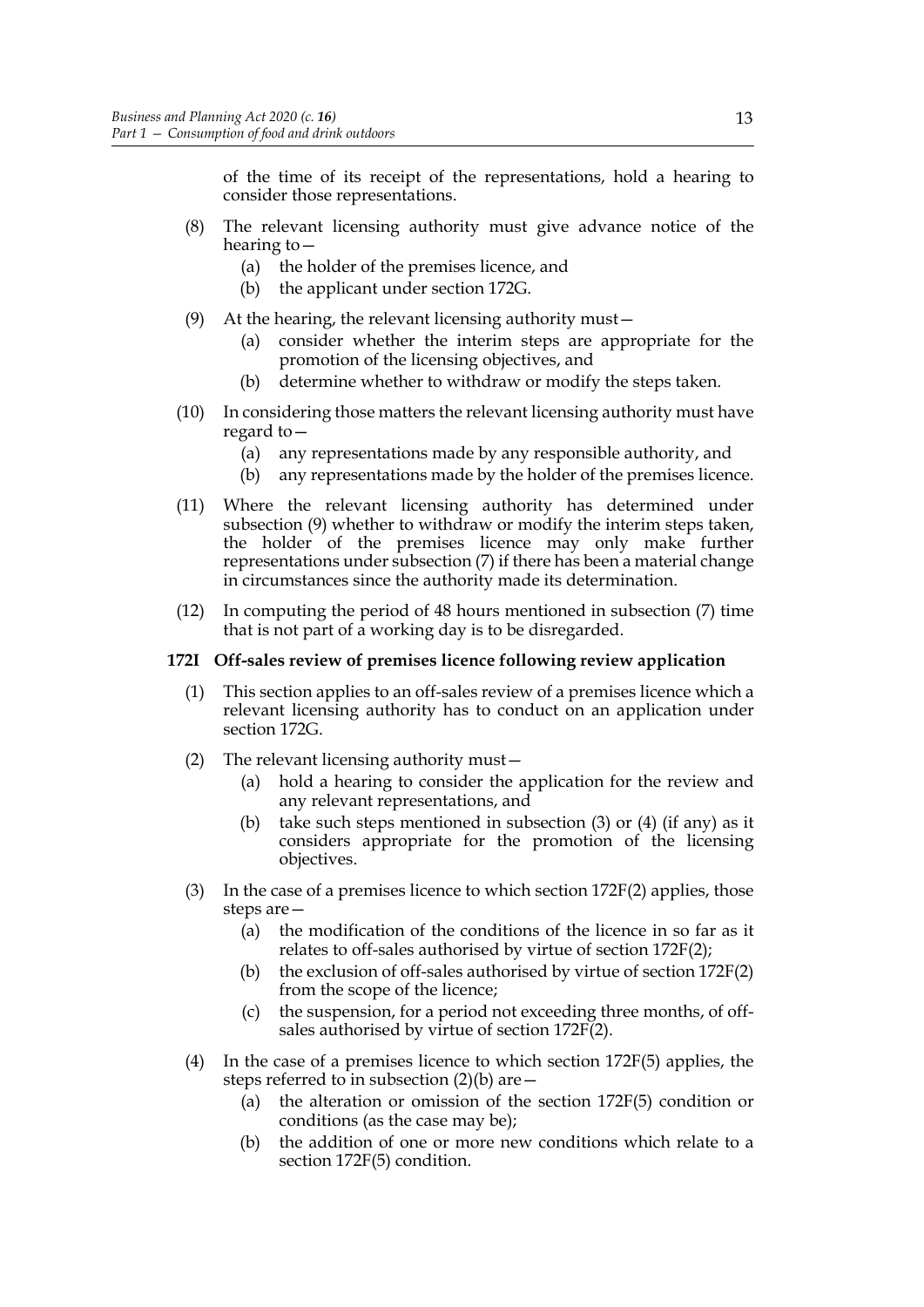of the time of its receipt of the representations, hold a hearing to consider those representations.

(8) The relevant licensing authority must give advance notice of the hearing to—

  (a) the holder of the premises licence, and
  (b) the applicant under section 172G.

(9) At the hearing, the relevant licensing authority must—

  (a) consider whether the interim steps are appropriate for the promotion of the licensing objectives, and
  (b) determine whether to withdraw or modify the steps taken.

(10) In considering those matters the relevant licensing authority must have regard to—

  (a) any representations made by any responsible authority, and
  (b) any representations made by the holder of the premises licence.

(11) Where the relevant licensing authority has determined under subsection (9) whether to withdraw or modify the interim steps taken, the holder of the premises licence may only make further representations under subsection (7) if there has been a material change in circumstances since the authority made its determination.

(12) In computing the period of 48 hours mentioned in subsection (7) time that is not part of a working day is to be disregarded.

**172I Off-sales review of premises licence following review application**

(1) This section applies to an off-sales review of a premises licence which a relevant licensing authority has to conduct on an application under section 172G.

(2) The relevant licensing authority must—

  (a) hold a hearing to consider the application for the review and any relevant representations, and
  (b) take such steps mentioned in subsection (3) or (4) (if any) as it considers appropriate for the promotion of the licensing objectives.

(3) In the case of a premises licence to which section 172F(2) applies, those steps are—

  (a) the modification of the conditions of the licence in so far as it relates to off-sales authorised by virtue of section 172F(2);
  (b) the exclusion of off-sales authorised by virtue of section 172F(2) from the scope of the licence;
  (c) the suspension, for a period not exceeding three months, of off-sales authorised by virtue of section 172F(2).

(4) In the case of a premises licence to which section 172F(5) applies, the steps referred to in subsection (2)(b) are—

  (a) the alteration or omission of the section 172F(5) condition or conditions (as the case may be);
  (b) the addition of one or more new conditions which relate to a section 172F(5) condition.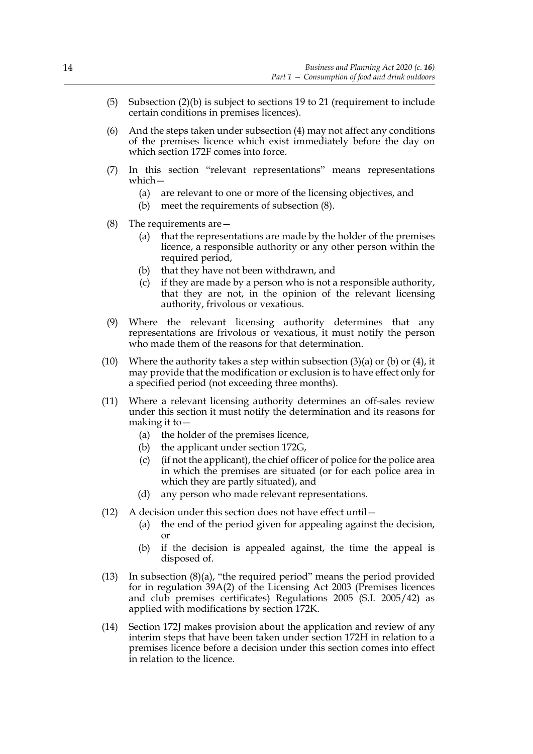(5) Subsection (2)(b) is subject to sections 19 to 21 (requirement to include certain conditions in premises licences).

(6) And the steps taken under subsection (4) may not affect any conditions of the premises licence which exist immediately before the day on which section 172F comes into force.

(7) In this section "relevant representations" means representations which—

  (a) are relevant to one or more of the licensing objectives, and

  (b) meet the requirements of subsection (8).

(8) The requirements are—

  (a) that the representations are made by the holder of the premises licence, a responsible authority or any other person within the required period,

  (b) that they have not been withdrawn, and

  (c) if they are made by a person who is not a responsible authority, that they are not, in the opinion of the relevant licensing authority, frivolous or vexatious.

(9) Where the relevant licensing authority determines that any representations are frivolous or vexatious, it must notify the person who made them of the reasons for that determination.

(10) Where the authority takes a step within subsection (3)(a) or (b) or (4), it may provide that the modification or exclusion is to have effect only for a specified period (not exceeding three months).

(11) Where a relevant licensing authority determines an off-sales review under this section it must notify the determination and its reasons for making it to—

  (a) the holder of the premises licence,

  (b) the applicant under section 172G,

  (c) (if not the applicant), the chief officer of police for the police area in which the premises are situated (or for each police area in which they are partly situated), and

  (d) any person who made relevant representations.

(12) A decision under this section does not have effect until—

  (a) the end of the period given for appealing against the decision, or

  (b) if the decision is appealed against, the time the appeal is disposed of.

(13) In subsection (8)(a), "the required period" means the period provided for in regulation 39A(2) of the Licensing Act 2003 (Premises licences and club premises certificates) Regulations 2005 (S.I. 2005/42) as applied with modifications by section 172K.

(14) Section 172J makes provision about the application and review of any interim steps that have been taken under section 172H in relation to a premises licence before a decision under this section comes into effect in relation to the licence.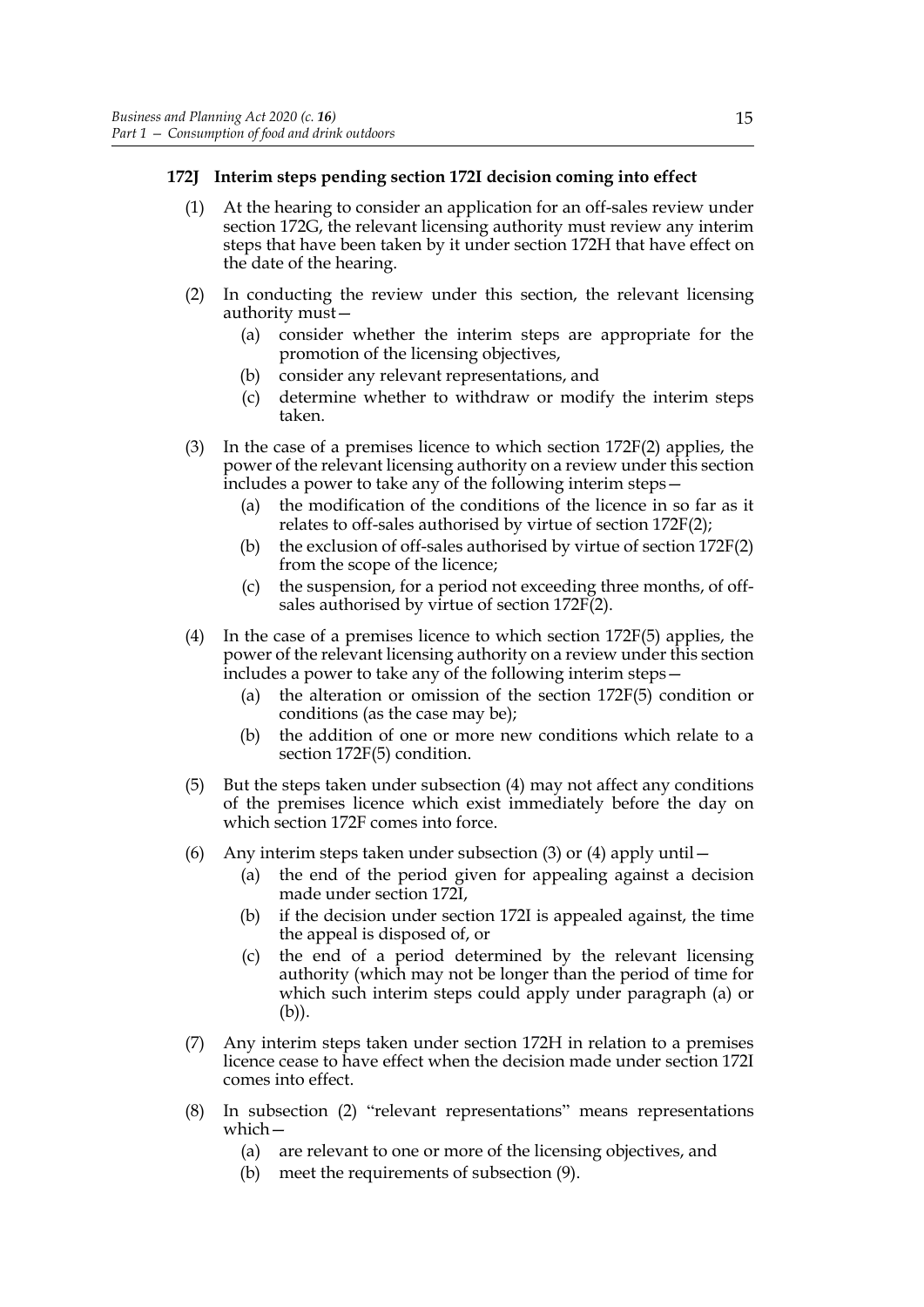### 172J Interim steps pending section 172I decision coming into effect

(1) At the hearing to consider an application for an off-sales review under section 172G, the relevant licensing authority must review any interim steps that have been taken by it under section 172H that have effect on the date of the hearing.

(2) In conducting the review under this section, the relevant licensing authority must—

  (a) consider whether the interim steps are appropriate for the promotion of the licensing objectives,

  (b) consider any relevant representations, and

  (c) determine whether to withdraw or modify the interim steps taken.

(3) In the case of a premises licence to which section 172F(2) applies, the power of the relevant licensing authority on a review under this section includes a power to take any of the following interim steps—

  (a) the modification of the conditions of the licence in so far as it relates to off-sales authorised by virtue of section 172F(2);

  (b) the exclusion of off-sales authorised by virtue of section 172F(2) from the scope of the licence;

  (c) the suspension, for a period not exceeding three months, of off-sales authorised by virtue of section 172F(2).

(4) In the case of a premises licence to which section 172F(5) applies, the power of the relevant licensing authority on a review under this section includes a power to take any of the following interim steps—

  (a) the alteration or omission of the section 172F(5) condition or conditions (as the case may be);

  (b) the addition of one or more new conditions which relate to a section 172F(5) condition.

(5) But the steps taken under subsection (4) may not affect any conditions of the premises licence which exist immediately before the day on which section 172F comes into force.

(6) Any interim steps taken under subsection (3) or (4) apply until—

  (a) the end of the period given for appealing against a decision made under section 172I,

  (b) if the decision under section 172I is appealed against, the time the appeal is disposed of, or

  (c) the end of a period determined by the relevant licensing authority (which may not be longer than the period of time for which such interim steps could apply under paragraph (a) or (b)).

(7) Any interim steps taken under section 172H in relation to a premises licence cease to have effect when the decision made under section 172I comes into effect.

(8) In subsection (2) "relevant representations" means representations which—

  (a) are relevant to one or more of the licensing objectives, and

  (b) meet the requirements of subsection (9).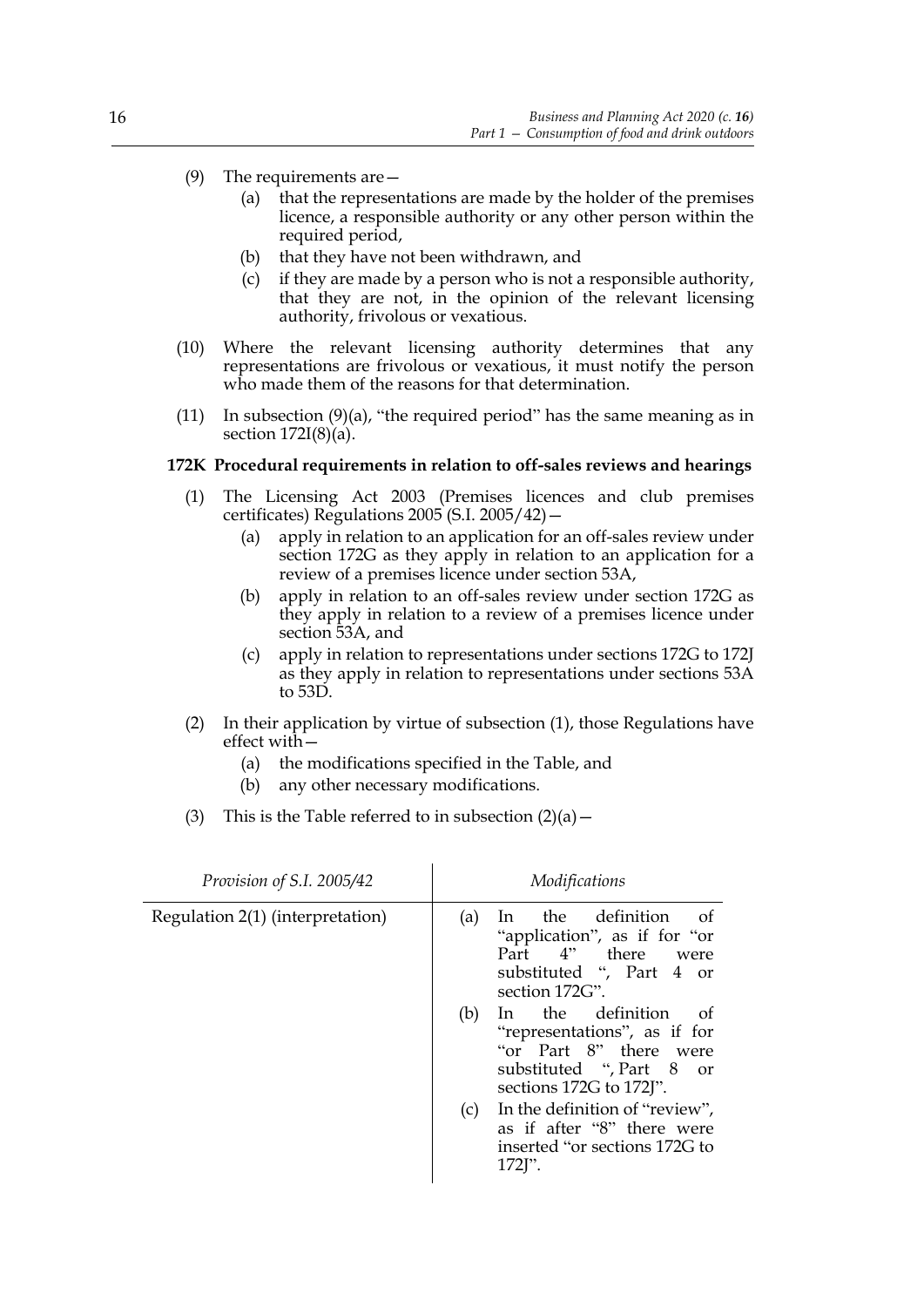(9) The requirements are—

(a) that the representations are made by the holder of the premises licence, a responsible authority or any other person within the required period,

(b) that they have not been withdrawn, and

(c) if they are made by a person who is not a responsible authority, that they are not, in the opinion of the relevant licensing authority, frivolous or vexatious.

(10) Where the relevant licensing authority determines that any representations are frivolous or vexatious, it must notify the person who made them of the reasons for that determination.

(11) In subsection (9)(a), "the required period" has the same meaning as in section 172I(8)(a).

**172K Procedural requirements in relation to off-sales reviews and hearings**

(1) The Licensing Act 2003 (Premises licences and club premises certificates) Regulations 2005 (S.I. 2005/42)—

(a) apply in relation to an application for an off-sales review under section 172G as they apply in relation to an application for a review of a premises licence under section 53A,

(b) apply in relation to an off-sales review under section 172G as they apply in relation to a review of a premises licence under section 53A, and

(c) apply in relation to representations under sections 172G to 172J as they apply in relation to representations under sections 53A to 53D.

(2) In their application by virtue of subsection (1), those Regulations have effect with—

(a) the modifications specified in the Table, and

(b) any other necessary modifications.

(3) This is the Table referred to in subsection (2)(a)—

| *Provision of S.I. 2005/42* | *Modifications* |
|---|---|
| Regulation 2(1) (interpretation) | (a) In the definition of "application", as if for "or Part 4" there were substituted ", Part 4 or section 172G".<br>(b) In the definition of "representations", as if for "or Part 8" there were substituted ", Part 8 or sections 172G to 172J".<br>(c) In the definition of "review", as if after "8" there were inserted "or sections 172G to 172J". |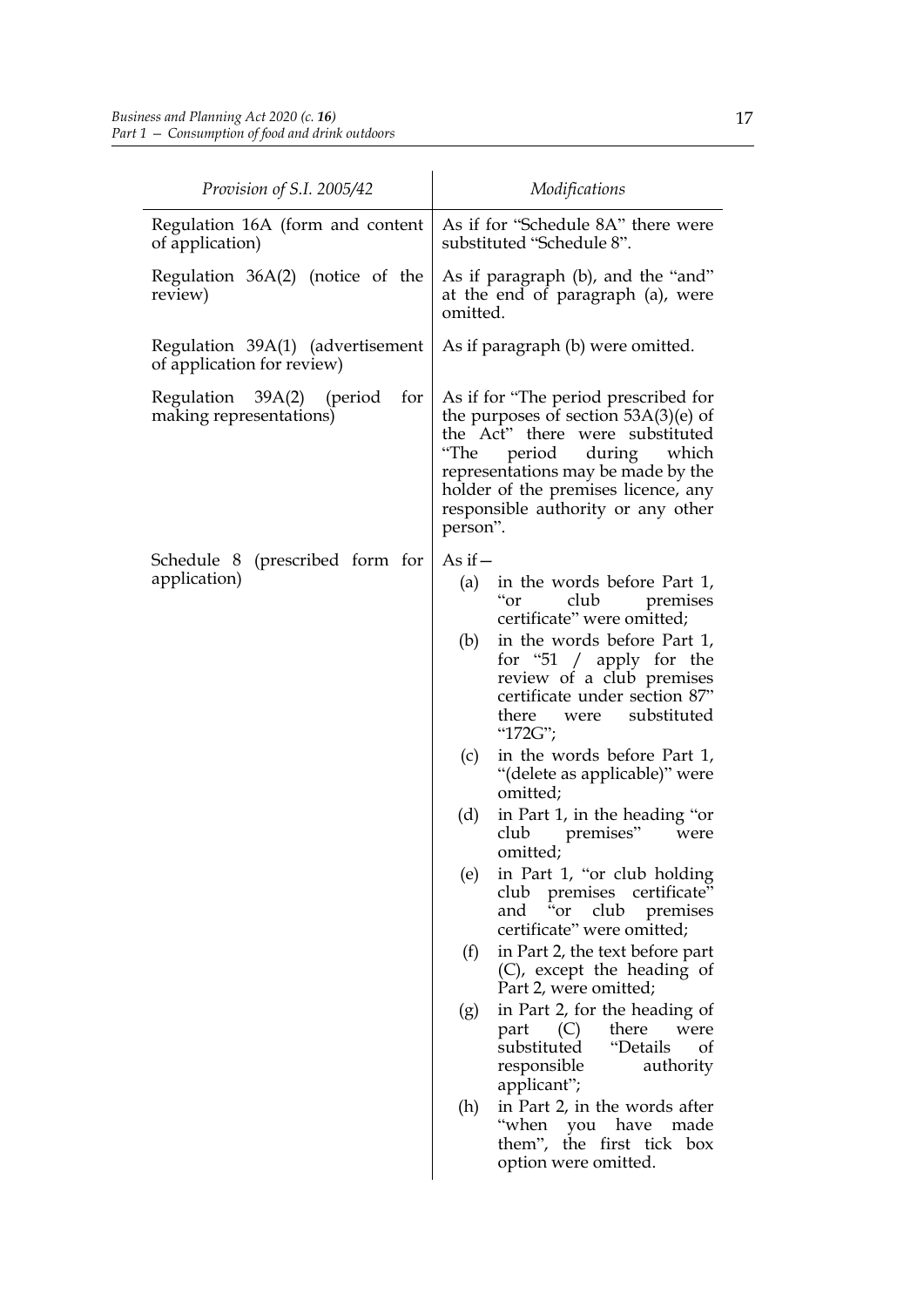| *Provision of S.I. 2005/42* | *Modifications* |
| --- | --- |
| Regulation 16A (form and content of application) | As if for "Schedule 8A" there were substituted "Schedule 8". |
| Regulation 36A(2) (notice of the review) | As if paragraph (b), and the "and" at the end of paragraph (a), were omitted. |
| Regulation 39A(1) (advertisement of application for review) | As if paragraph (b) were omitted. |
| Regulation 39A(2) (period for making representations) | As if for "The period prescribed for the purposes of section 53A(3)(e) of the Act" there were substituted "The period during which representations may be made by the holder of the premises licence, any responsible authority or any other person". |
| Schedule 8 (prescribed form for application) | As if— (a) in the words before Part 1, "or club premises certificate" were omitted; (b) in the words before Part 1, for "51 / apply for the review of a club premises certificate under section 87" there were substituted "172G"; (c) in the words before Part 1, "(delete as applicable)" were omitted; (d) in Part 1, in the heading "or club premises" were omitted; (e) in Part 1, "or club holding club premises certificate" and "or club premises certificate" were omitted; (f) in Part 2, the text before part (C), except the heading of Part 2, were omitted; (g) in Part 2, for the heading of part (C) there were substituted "Details of responsible authority applicant"; (h) in Part 2, in the words after "when you have made them", the first tick box option were omitted. |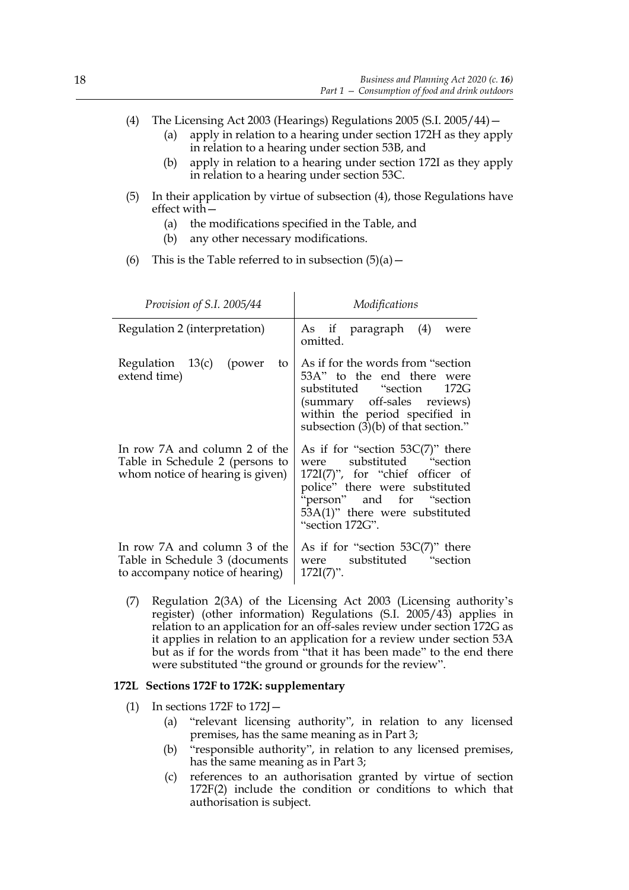(4) The Licensing Act 2003 (Hearings) Regulations 2005 (S.I. 2005/44)—

(a) apply in relation to a hearing under section 172H as they apply in relation to a hearing under section 53B, and

(b) apply in relation to a hearing under section 172I as they apply in relation to a hearing under section 53C.

(5) In their application by virtue of subsection (4), those Regulations have effect with—

(a) the modifications specified in the Table, and

(b) any other necessary modifications.

(6) This is the Table referred to in subsection (5)(a)—

| *Provision of S.I. 2005/44* | *Modifications* |
|---|---|
| Regulation 2 (interpretation) | As if paragraph (4) were omitted. |
| Regulation 13(c) (power to extend time) | As if for the words from "section 53A" to the end there were substituted "section 172G (summary off-sales reviews) within the period specified in subsection (3)(b) of that section." |
| In row 7A and column 2 of the Table in Schedule 2 (persons to whom notice of hearing is given) | As if for "section 53C(7)" there were substituted "section 172I(7)", for "chief officer of police" there were substituted "person" and for "section 53A(1)" there were substituted "section 172G". |
| In row 7A and column 3 of the Table in Schedule 3 (documents to accompany notice of hearing) | As if for "section 53C(7)" there were substituted "section 172I(7)". |

(7) Regulation 2(3A) of the Licensing Act 2003 (Licensing authority's register) (other information) Regulations (S.I. 2005/43) applies in relation to an application for an off-sales review under section 172G as it applies in relation to an application for a review under section 53A but as if for the words from "that it has been made" to the end there were substituted "the ground or grounds for the review".

**172L Sections 172F to 172K: supplementary**

(1) In sections 172F to 172J—

(a) "relevant licensing authority", in relation to any licensed premises, has the same meaning as in Part 3;

(b) "responsible authority", in relation to any licensed premises, has the same meaning as in Part 3;

(c) references to an authorisation granted by virtue of section 172F(2) include the condition or conditions to which that authorisation is subject.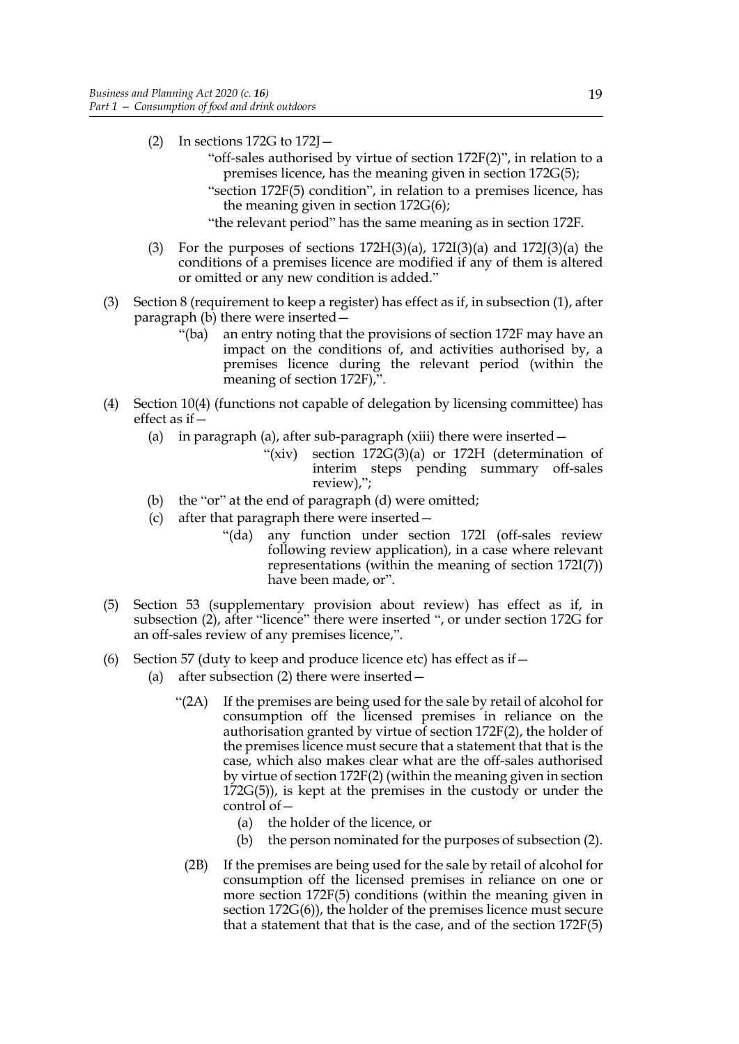(2) In sections 172G to 172J—

"off-sales authorised by virtue of section 172F(2)", in relation to a premises licence, has the meaning given in section 172G(5);

"section 172F(5) condition", in relation to a premises licence, has the meaning given in section 172G(6);

"the relevant period" has the same meaning as in section 172F.

(3) For the purposes of sections 172H(3)(a), 172I(3)(a) and 172J(3)(a) the conditions of a premises licence are modified if any of them is altered or omitted or any new condition is added."

(3) Section 8 (requirement to keep a register) has effect as if, in subsection (1), after paragraph (b) there were inserted—

"(ba) an entry noting that the provisions of section 172F may have an impact on the conditions of, and activities authorised by, a premises licence during the relevant period (within the meaning of section 172F),".

(4) Section 10(4) (functions not capable of delegation by licensing committee) has effect as if—

(a) in paragraph (a), after sub-paragraph (xiii) there were inserted—

"(xiv) section 172G(3)(a) or 172H (determination of interim steps pending summary off-sales review),";

(b) the "or" at the end of paragraph (d) were omitted;

(c) after that paragraph there were inserted—

"(da) any function under section 172I (off-sales review following review application), in a case where relevant representations (within the meaning of section 172I(7)) have been made, or".

(5) Section 53 (supplementary provision about review) has effect as if, in subsection (2), after "licence" there were inserted ", or under section 172G for an off-sales review of any premises licence,".

(6) Section 57 (duty to keep and produce licence etc) has effect as if—

(a) after subsection (2) there were inserted—

"(2A) If the premises are being used for the sale by retail of alcohol for consumption off the licensed premises in reliance on the authorisation granted by virtue of section 172F(2), the holder of the premises licence must secure that a statement that that is the case, which also makes clear what are the off-sales authorised by virtue of section 172F(2) (within the meaning given in section 172G(5)), is kept at the premises in the custody or under the control of—

(a) the holder of the licence, or

(b) the person nominated for the purposes of subsection (2).

(2B) If the premises are being used for the sale by retail of alcohol for consumption off the licensed premises in reliance on one or more section 172F(5) conditions (within the meaning given in section 172G(6)), the holder of the premises licence must secure that a statement that that is the case, and of the section 172F(5)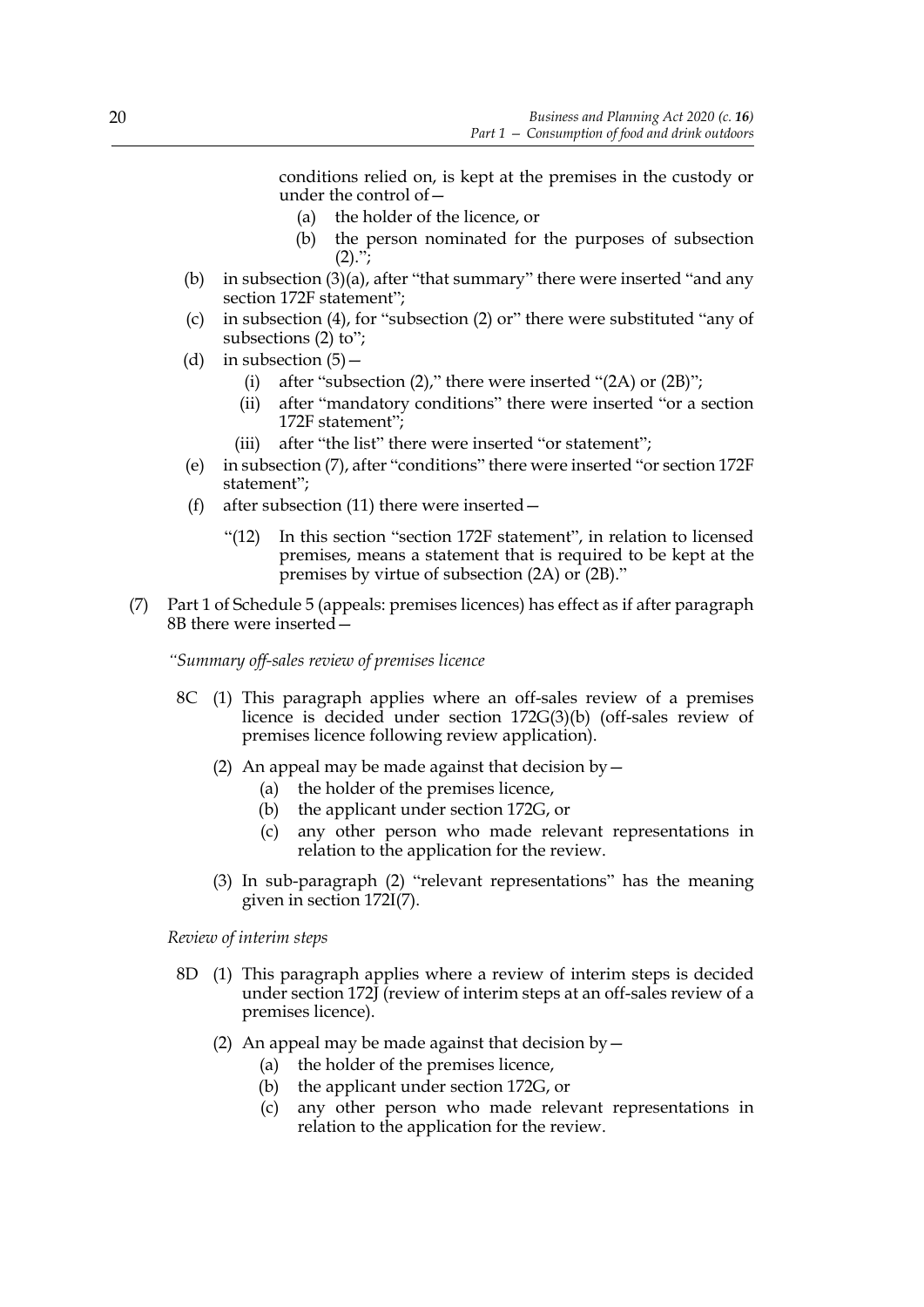conditions relied on, is kept at the premises in the custody or under the control of—

(a) the holder of the licence, or

(b) the person nominated for the purposes of subsection (2).";

(b) in subsection (3)(a), after "that summary" there were inserted "and any section 172F statement";

(c) in subsection (4), for "subsection (2) or" there were substituted "any of subsections (2) to";

(d) in subsection (5)—

(i) after "subsection (2)," there were inserted "(2A) or (2B)";

(ii) after "mandatory conditions" there were inserted "or a section 172F statement";

(iii) after "the list" there were inserted "or statement";

(e) in subsection (7), after "conditions" there were inserted "or section 172F statement";

(f) after subsection (11) there were inserted—

"(12) In this section "section 172F statement", in relation to licensed premises, means a statement that is required to be kept at the premises by virtue of subsection (2A) or (2B)."

(7) Part 1 of Schedule 5 (appeals: premises licences) has effect as if after paragraph 8B there were inserted—

*"Summary off-sales review of premises licence*

8C (1) This paragraph applies where an off-sales review of a premises licence is decided under section 172G(3)(b) (off-sales review of premises licence following review application).

(2) An appeal may be made against that decision by—

(a) the holder of the premises licence,

(b) the applicant under section 172G, or

(c) any other person who made relevant representations in relation to the application for the review.

(3) In sub-paragraph (2) "relevant representations" has the meaning given in section 172I(7).

*Review of interim steps*

8D (1) This paragraph applies where a review of interim steps is decided under section 172J (review of interim steps at an off-sales review of a premises licence).

(2) An appeal may be made against that decision by—

(a) the holder of the premises licence,

(b) the applicant under section 172G, or

(c) any other person who made relevant representations in relation to the application for the review.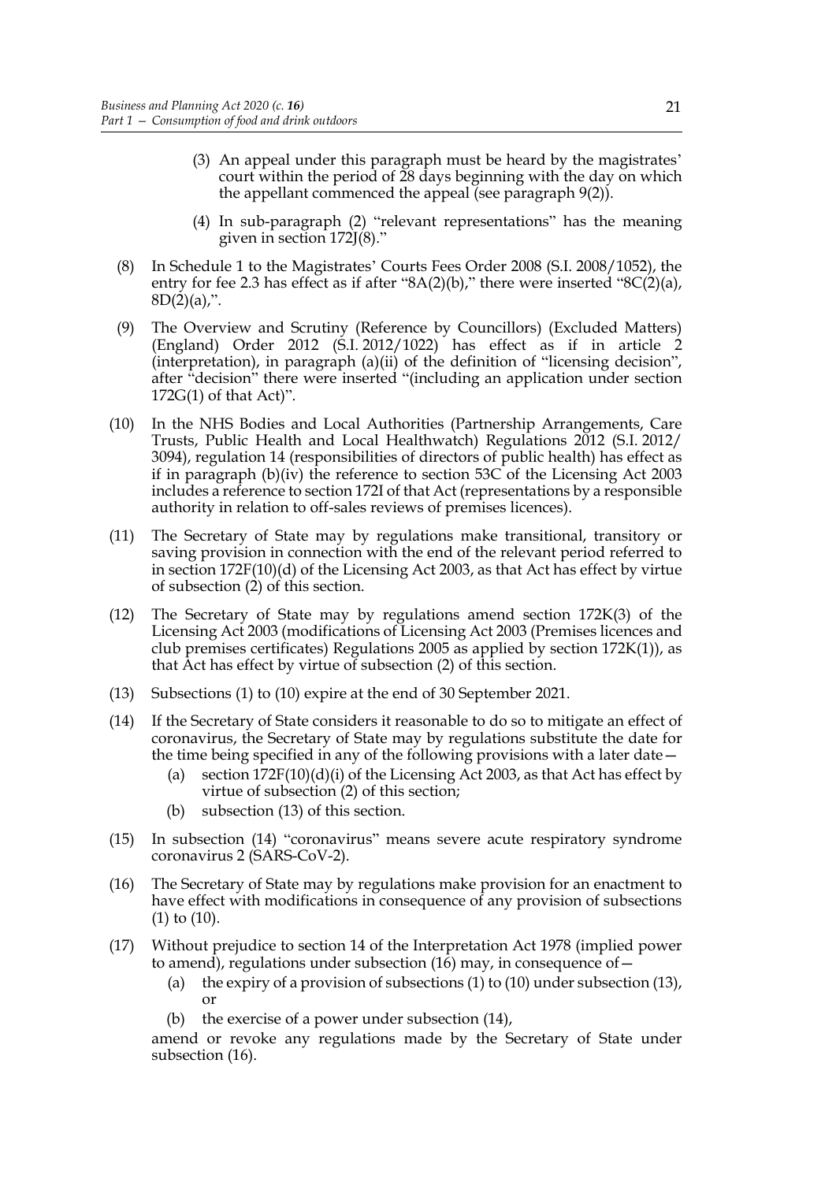(3) An appeal under this paragraph must be heard by the magistrates' court within the period of 28 days beginning with the day on which the appellant commenced the appeal (see paragraph 9(2)).

(4) In sub-paragraph (2) "relevant representations" has the meaning given in section 172J(8)."

(8) In Schedule 1 to the Magistrates' Courts Fees Order 2008 (S.I. 2008/1052), the entry for fee 2.3 has effect as if after "8A(2)(b)," there were inserted "8C(2)(a), 8D(2)(a),".

(9) The Overview and Scrutiny (Reference by Councillors) (Excluded Matters) (England) Order 2012 (S.I. 2012/1022) has effect as if in article 2 (interpretation), in paragraph (a)(ii) of the definition of "licensing decision", after "decision" there were inserted "(including an application under section 172G(1) of that Act)".

(10) In the NHS Bodies and Local Authorities (Partnership Arrangements, Care Trusts, Public Health and Local Healthwatch) Regulations 2012 (S.I. 2012/3094), regulation 14 (responsibilities of directors of public health) has effect as if in paragraph (b)(iv) the reference to section 53C of the Licensing Act 2003 includes a reference to section 172I of that Act (representations by a responsible authority in relation to off-sales reviews of premises licences).

(11) The Secretary of State may by regulations make transitional, transitory or saving provision in connection with the end of the relevant period referred to in section 172F(10)(d) of the Licensing Act 2003, as that Act has effect by virtue of subsection (2) of this section.

(12) The Secretary of State may by regulations amend section 172K(3) of the Licensing Act 2003 (modifications of Licensing Act 2003 (Premises licences and club premises certificates) Regulations 2005 as applied by section 172K(1)), as that Act has effect by virtue of subsection (2) of this section.

(13) Subsections (1) to (10) expire at the end of 30 September 2021.

(14) If the Secretary of State considers it reasonable to do so to mitigate an effect of coronavirus, the Secretary of State may by regulations substitute the date for the time being specified in any of the following provisions with a later date—

(a) section 172F(10)(d)(i) of the Licensing Act 2003, as that Act has effect by virtue of subsection (2) of this section;

(b) subsection (13) of this section.

(15) In subsection (14) "coronavirus" means severe acute respiratory syndrome coronavirus 2 (SARS-CoV-2).

(16) The Secretary of State may by regulations make provision for an enactment to have effect with modifications in consequence of any provision of subsections (1) to (10).

(17) Without prejudice to section 14 of the Interpretation Act 1978 (implied power to amend), regulations under subsection (16) may, in consequence of—

(a) the expiry of a provision of subsections (1) to (10) under subsection (13), or

(b) the exercise of a power under subsection (14),

amend or revoke any regulations made by the Secretary of State under subsection (16).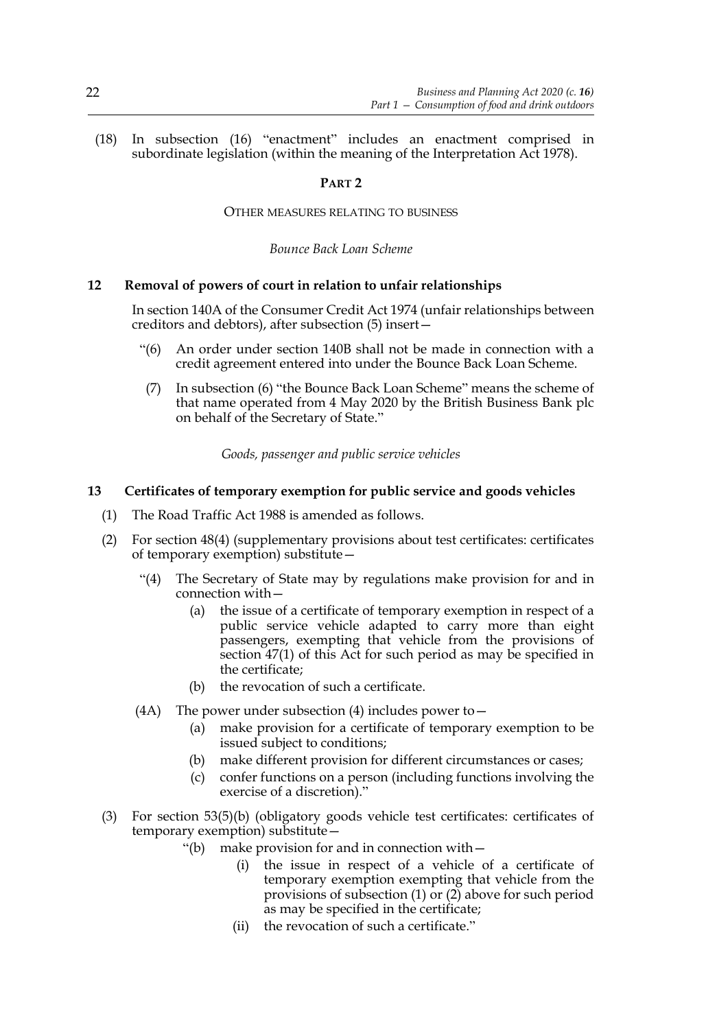(18) In subsection (16) "enactment" includes an enactment comprised in subordinate legislation (within the meaning of the Interpretation Act 1978).

## PART 2

### OTHER MEASURES RELATING TO BUSINESS

*Bounce Back Loan Scheme*

#### 12 Removal of powers of court in relation to unfair relationships

In section 140A of the Consumer Credit Act 1974 (unfair relationships between creditors and debtors), after subsection (5) insert—

"(6) An order under section 140B shall not be made in connection with a credit agreement entered into under the Bounce Back Loan Scheme.

(7) In subsection (6) "the Bounce Back Loan Scheme" means the scheme of that name operated from 4 May 2020 by the British Business Bank plc on behalf of the Secretary of State."

*Goods, passenger and public service vehicles*

#### 13 Certificates of temporary exemption for public service and goods vehicles

(1) The Road Traffic Act 1988 is amended as follows.

(2) For section 48(4) (supplementary provisions about test certificates: certificates of temporary exemption) substitute—

"(4) The Secretary of State may by regulations make provision for and in connection with—

(a) the issue of a certificate of temporary exemption in respect of a public service vehicle adapted to carry more than eight passengers, exempting that vehicle from the provisions of section 47(1) of this Act for such period as may be specified in the certificate;

(b) the revocation of such a certificate.

(4A) The power under subsection (4) includes power to—

(a) make provision for a certificate of temporary exemption to be issued subject to conditions;

(b) make different provision for different circumstances or cases;

(c) confer functions on a person (including functions involving the exercise of a discretion)."

(3) For section 53(5)(b) (obligatory goods vehicle test certificates: certificates of temporary exemption) substitute—

"(b) make provision for and in connection with—

(i) the issue in respect of a vehicle of a certificate of temporary exemption exempting that vehicle from the provisions of subsection (1) or (2) above for such period as may be specified in the certificate;

(ii) the revocation of such a certificate."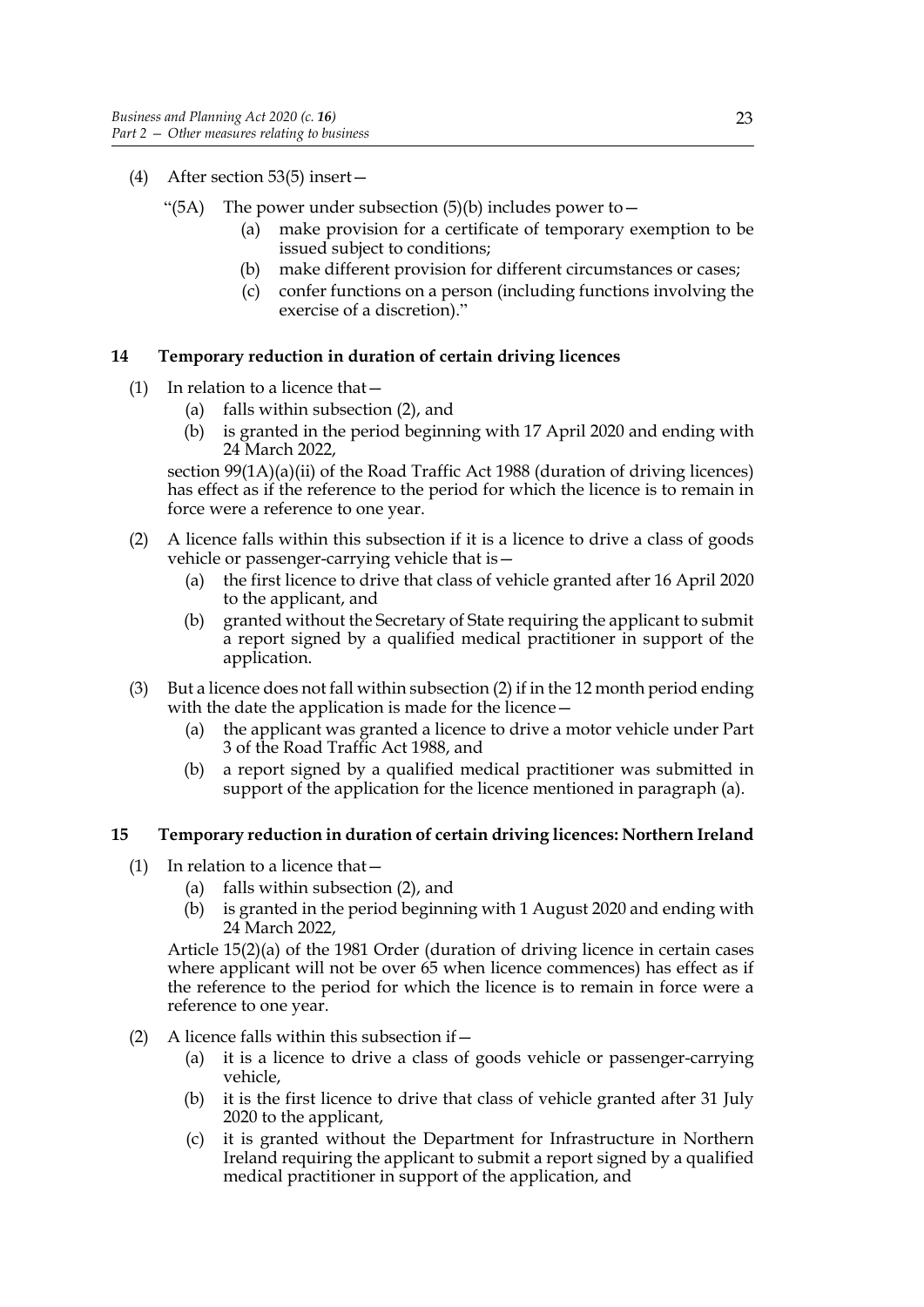(4) After section 53(5) insert—

"(5A) The power under subsection (5)(b) includes power to—

(a) make provision for a certificate of temporary exemption to be issued subject to conditions;

(b) make different provision for different circumstances or cases;

(c) confer functions on a person (including functions involving the exercise of a discretion)."

### 14 Temporary reduction in duration of certain driving licences

(1) In relation to a licence that—

(a) falls within subsection (2), and

(b) is granted in the period beginning with 17 April 2020 and ending with 24 March 2022,

section 99(1A)(a)(ii) of the Road Traffic Act 1988 (duration of driving licences) has effect as if the reference to the period for which the licence is to remain in force were a reference to one year.

(2) A licence falls within this subsection if it is a licence to drive a class of goods vehicle or passenger-carrying vehicle that is—

(a) the first licence to drive that class of vehicle granted after 16 April 2020 to the applicant, and

(b) granted without the Secretary of State requiring the applicant to submit a report signed by a qualified medical practitioner in support of the application.

(3) But a licence does not fall within subsection (2) if in the 12 month period ending with the date the application is made for the licence—

(a) the applicant was granted a licence to drive a motor vehicle under Part 3 of the Road Traffic Act 1988, and

(b) a report signed by a qualified medical practitioner was submitted in support of the application for the licence mentioned in paragraph (a).

### 15 Temporary reduction in duration of certain driving licences: Northern Ireland

(1) In relation to a licence that—

(a) falls within subsection (2), and

(b) is granted in the period beginning with 1 August 2020 and ending with 24 March 2022,

Article 15(2)(a) of the 1981 Order (duration of driving licence in certain cases where applicant will not be over 65 when licence commences) has effect as if the reference to the period for which the licence is to remain in force were a reference to one year.

(2) A licence falls within this subsection if—

(a) it is a licence to drive a class of goods vehicle or passenger-carrying vehicle,

(b) it is the first licence to drive that class of vehicle granted after 31 July 2020 to the applicant,

(c) it is granted without the Department for Infrastructure in Northern Ireland requiring the applicant to submit a report signed by a qualified medical practitioner in support of the application, and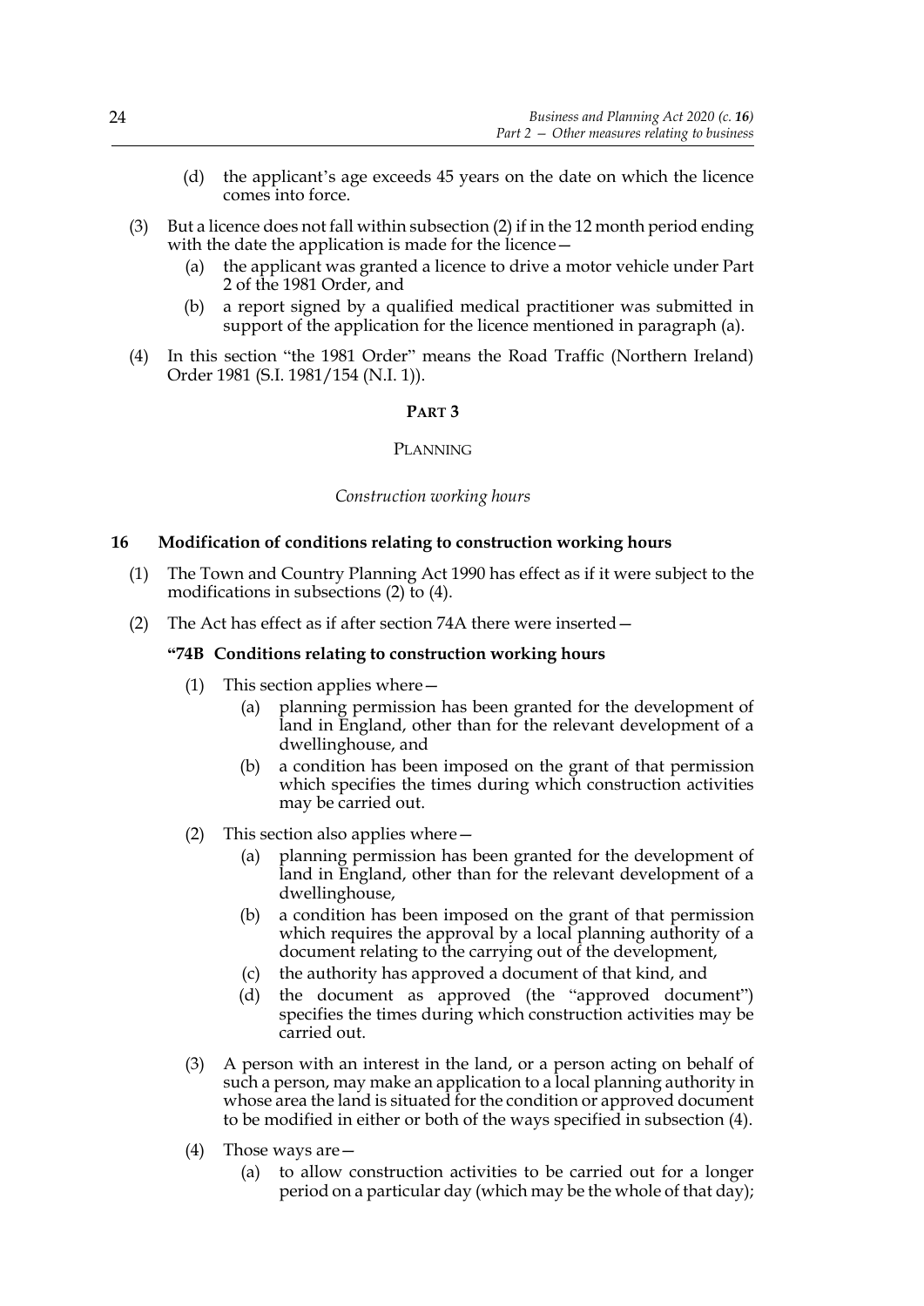(d) the applicant's age exceeds 45 years on the date on which the licence comes into force.

(3) But a licence does not fall within subsection (2) if in the 12 month period ending with the date the application is made for the licence—

(a) the applicant was granted a licence to drive a motor vehicle under Part 2 of the 1981 Order, and

(b) a report signed by a qualified medical practitioner was submitted in support of the application for the licence mentioned in paragraph (a).

(4) In this section "the 1981 Order" means the Road Traffic (Northern Ireland) Order 1981 (S.I. 1981/154 (N.I. 1)).

## PART 3

## PLANNING

### *Construction working hours*

### 16 Modification of conditions relating to construction working hours

(1) The Town and Country Planning Act 1990 has effect as if it were subject to the modifications in subsections (2) to (4).

(2) The Act has effect as if after section 74A there were inserted—

**"74B Conditions relating to construction working hours**

(1) This section applies where—

(a) planning permission has been granted for the development of land in England, other than for the relevant development of a dwellinghouse, and

(b) a condition has been imposed on the grant of that permission which specifies the times during which construction activities may be carried out.

(2) This section also applies where—

(a) planning permission has been granted for the development of land in England, other than for the relevant development of a dwellinghouse,

(b) a condition has been imposed on the grant of that permission which requires the approval by a local planning authority of a document relating to the carrying out of the development,

(c) the authority has approved a document of that kind, and

(d) the document as approved (the "approved document") specifies the times during which construction activities may be carried out.

(3) A person with an interest in the land, or a person acting on behalf of such a person, may make an application to a local planning authority in whose area the land is situated for the condition or approved document to be modified in either or both of the ways specified in subsection (4).

(4) Those ways are—

(a) to allow construction activities to be carried out for a longer period on a particular day (which may be the whole of that day);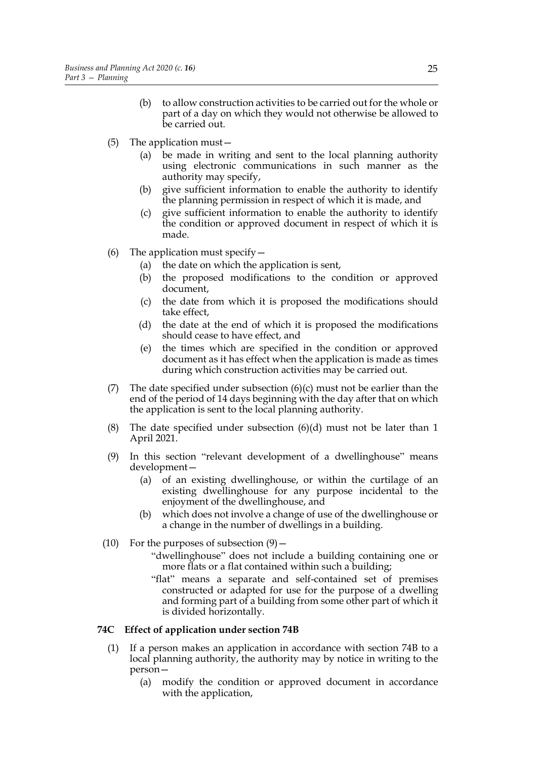(b) to allow construction activities to be carried out for the whole or part of a day on which they would not otherwise be allowed to be carried out.

(5) The application must—

(a) be made in writing and sent to the local planning authority using electronic communications in such manner as the authority may specify,

(b) give sufficient information to enable the authority to identify the planning permission in respect of which it is made, and

(c) give sufficient information to enable the authority to identify the condition or approved document in respect of which it is made.

(6) The application must specify—

(a) the date on which the application is sent,

(b) the proposed modifications to the condition or approved document,

(c) the date from which it is proposed the modifications should take effect,

(d) the date at the end of which it is proposed the modifications should cease to have effect, and

(e) the times which are specified in the condition or approved document as it has effect when the application is made as times during which construction activities may be carried out.

(7) The date specified under subsection (6)(c) must not be earlier than the end of the period of 14 days beginning with the day after that on which the application is sent to the local planning authority.

(8) The date specified under subsection (6)(d) must not be later than 1 April 2021.

(9) In this section "relevant development of a dwellinghouse" means development—

(a) of an existing dwellinghouse, or within the curtilage of an existing dwellinghouse for any purpose incidental to the enjoyment of the dwellinghouse, and

(b) which does not involve a change of use of the dwellinghouse or a change in the number of dwellings in a building.

(10) For the purposes of subsection (9)—

"dwellinghouse" does not include a building containing one or more flats or a flat contained within such a building;

"flat" means a separate and self-contained set of premises constructed or adapted for use for the purpose of a dwelling and forming part of a building from some other part of which it is divided horizontally.

**74C Effect of application under section 74B**

(1) If a person makes an application in accordance with section 74B to a local planning authority, the authority may by notice in writing to the person—

(a) modify the condition or approved document in accordance with the application,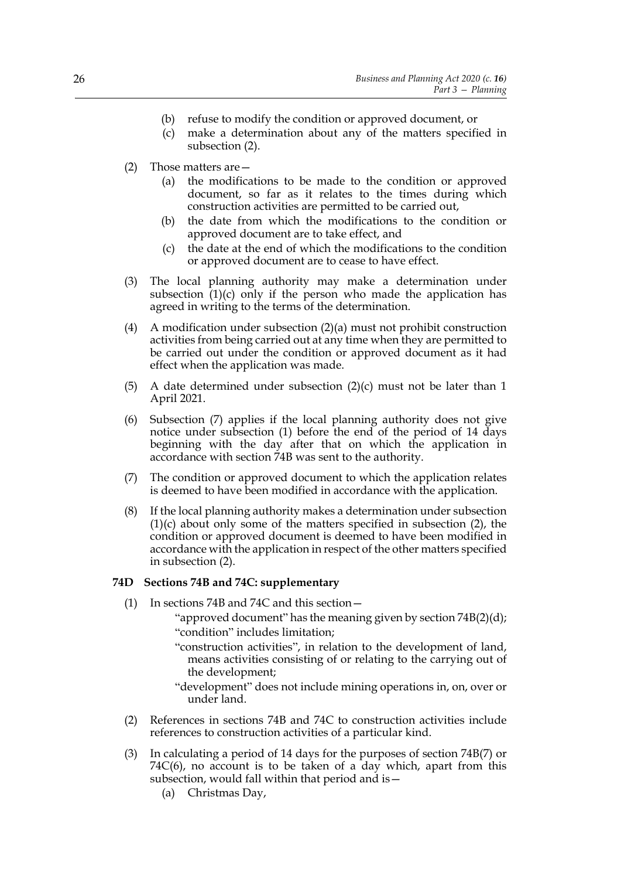(b) refuse to modify the condition or approved document, or

(c) make a determination about any of the matters specified in subsection (2).

(2) Those matters are—

(a) the modifications to be made to the condition or approved document, so far as it relates to the times during which construction activities are permitted to be carried out,

(b) the date from which the modifications to the condition or approved document are to take effect, and

(c) the date at the end of which the modifications to the condition or approved document are to cease to have effect.

(3) The local planning authority may make a determination under subsection (1)(c) only if the person who made the application has agreed in writing to the terms of the determination.

(4) A modification under subsection (2)(a) must not prohibit construction activities from being carried out at any time when they are permitted to be carried out under the condition or approved document as it had effect when the application was made.

(5) A date determined under subsection (2)(c) must not be later than 1 April 2021.

(6) Subsection (7) applies if the local planning authority does not give notice under subsection (1) before the end of the period of 14 days beginning with the day after that on which the application in accordance with section 74B was sent to the authority.

(7) The condition or approved document to which the application relates is deemed to have been modified in accordance with the application.

(8) If the local planning authority makes a determination under subsection (1)(c) about only some of the matters specified in subsection (2), the condition or approved document is deemed to have been modified in accordance with the application in respect of the other matters specified in subsection (2).

### 74D Sections 74B and 74C: supplementary

(1) In sections 74B and 74C and this section—

"approved document" has the meaning given by section 74B(2)(d);

"condition" includes limitation;

"construction activities", in relation to the development of land, means activities consisting of or relating to the carrying out of the development;

"development" does not include mining operations in, on, over or under land.

(2) References in sections 74B and 74C to construction activities include references to construction activities of a particular kind.

(3) In calculating a period of 14 days for the purposes of section 74B(7) or 74C(6), no account is to be taken of a day which, apart from this subsection, would fall within that period and is—

(a) Christmas Day,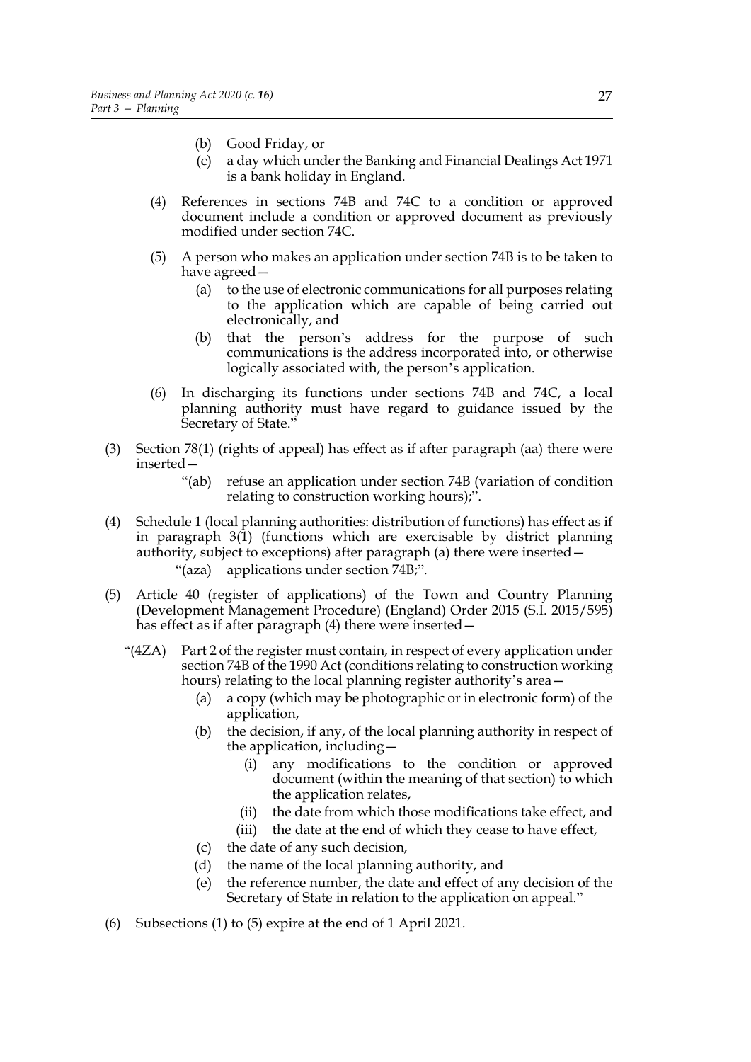(b) Good Friday, or

(c) a day which under the Banking and Financial Dealings Act 1971 is a bank holiday in England.

(4) References in sections 74B and 74C to a condition or approved document include a condition or approved document as previously modified under section 74C.

(5) A person who makes an application under section 74B is to be taken to have agreed—

(a) to the use of electronic communications for all purposes relating to the application which are capable of being carried out electronically, and

(b) that the person's address for the purpose of such communications is the address incorporated into, or otherwise logically associated with, the person's application.

(6) In discharging its functions under sections 74B and 74C, a local planning authority must have regard to guidance issued by the Secretary of State."

(3) Section 78(1) (rights of appeal) has effect as if after paragraph (aa) there were inserted—

"(ab) refuse an application under section 74B (variation of condition relating to construction working hours);".

(4) Schedule 1 (local planning authorities: distribution of functions) has effect as if in paragraph 3(1) (functions which are exercisable by district planning authority, subject to exceptions) after paragraph (a) there were inserted—

"(aza) applications under section 74B;".

(5) Article 40 (register of applications) of the Town and Country Planning (Development Management Procedure) (England) Order 2015 (S.I. 2015/595) has effect as if after paragraph (4) there were inserted—

"(4ZA) Part 2 of the register must contain, in respect of every application under section 74B of the 1990 Act (conditions relating to construction working hours) relating to the local planning register authority's area—

(a) a copy (which may be photographic or in electronic form) of the application,

(b) the decision, if any, of the local planning authority in respect of the application, including—

(i) any modifications to the condition or approved document (within the meaning of that section) to which the application relates,

(ii) the date from which those modifications take effect, and

(iii) the date at the end of which they cease to have effect,

(c) the date of any such decision,

(d) the name of the local planning authority, and

(e) the reference number, the date and effect of any decision of the Secretary of State in relation to the application on appeal."

(6) Subsections (1) to (5) expire at the end of 1 April 2021.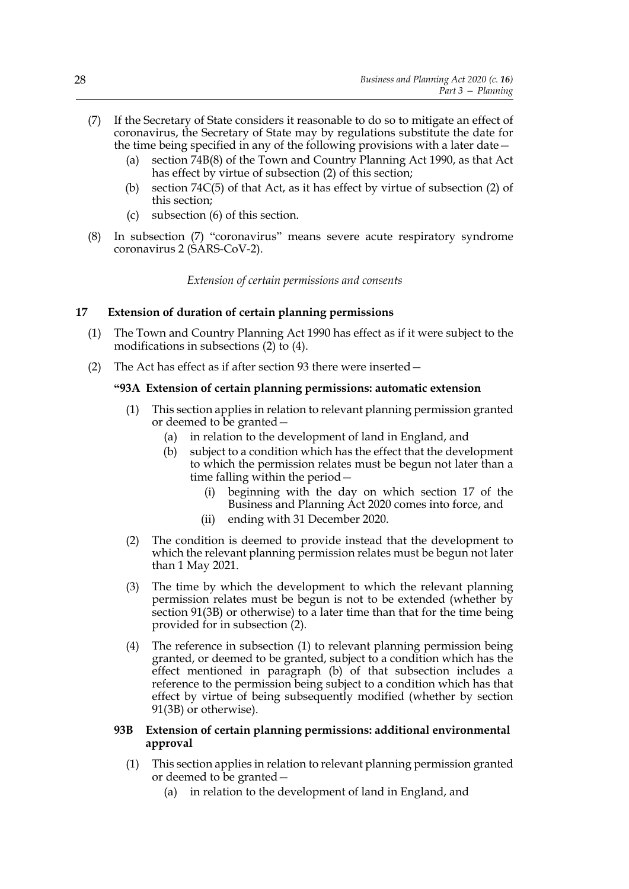(7) If the Secretary of State considers it reasonable to do so to mitigate an effect of coronavirus, the Secretary of State may by regulations substitute the date for the time being specified in any of the following provisions with a later date—

   (a) section 74B(8) of the Town and Country Planning Act 1990, as that Act has effect by virtue of subsection (2) of this section;

   (b) section 74C(5) of that Act, as it has effect by virtue of subsection (2) of this section;

   (c) subsection (6) of this section.

(8) In subsection (7) "coronavirus" means severe acute respiratory syndrome coronavirus 2 (SARS-CoV-2).

*Extension of certain permissions and consents*

### 17 Extension of duration of certain planning permissions

(1) The Town and Country Planning Act 1990 has effect as if it were subject to the modifications in subsections (2) to (4).

(2) The Act has effect as if after section 93 there were inserted—

**"93A Extension of certain planning permissions: automatic extension**

(1) This section applies in relation to relevant planning permission granted or deemed to be granted—

   (a) in relation to the development of land in England, and

   (b) subject to a condition which has the effect that the development to which the permission relates must be begun not later than a time falling within the period—

      (i) beginning with the day on which section 17 of the Business and Planning Act 2020 comes into force, and

      (ii) ending with 31 December 2020.

(2) The condition is deemed to provide instead that the development to which the relevant planning permission relates must be begun not later than 1 May 2021.

(3) The time by which the development to which the relevant planning permission relates must be begun is not to be extended (whether by section 91(3B) or otherwise) to a later time than that for the time being provided for in subsection (2).

(4) The reference in subsection (1) to relevant planning permission being granted, or deemed to be granted, subject to a condition which has the effect mentioned in paragraph (b) of that subsection includes a reference to the permission being subject to a condition which has that effect by virtue of being subsequently modified (whether by section 91(3B) or otherwise).

**93B Extension of certain planning permissions: additional environmental approval**

(1) This section applies in relation to relevant planning permission granted or deemed to be granted—

   (a) in relation to the development of land in England, and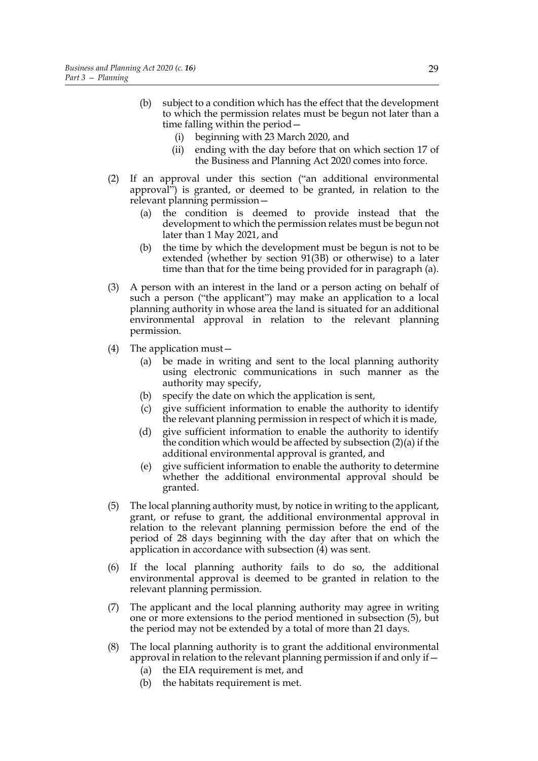(b) subject to a condition which has the effect that the development to which the permission relates must be begun not later than a time falling within the period—
   (i) beginning with 23 March 2020, and
   (ii) ending with the day before that on which section 17 of the Business and Planning Act 2020 comes into force.

(2) If an approval under this section ("an additional environmental approval") is granted, or deemed to be granted, in relation to the relevant planning permission—
   (a) the condition is deemed to provide instead that the development to which the permission relates must be begun not later than 1 May 2021, and
   (b) the time by which the development must be begun is not to be extended (whether by section 91(3B) or otherwise) to a later time than that for the time being provided for in paragraph (a).

(3) A person with an interest in the land or a person acting on behalf of such a person ("the applicant") may make an application to a local planning authority in whose area the land is situated for an additional environmental approval in relation to the relevant planning permission.

(4) The application must—
   (a) be made in writing and sent to the local planning authority using electronic communications in such manner as the authority may specify,
   (b) specify the date on which the application is sent,
   (c) give sufficient information to enable the authority to identify the relevant planning permission in respect of which it is made,
   (d) give sufficient information to enable the authority to identify the condition which would be affected by subsection (2)(a) if the additional environmental approval is granted, and
   (e) give sufficient information to enable the authority to determine whether the additional environmental approval should be granted.

(5) The local planning authority must, by notice in writing to the applicant, grant, or refuse to grant, the additional environmental approval in relation to the relevant planning permission before the end of the period of 28 days beginning with the day after that on which the application in accordance with subsection (4) was sent.

(6) If the local planning authority fails to do so, the additional environmental approval is deemed to be granted in relation to the relevant planning permission.

(7) The applicant and the local planning authority may agree in writing one or more extensions to the period mentioned in subsection (5), but the period may not be extended by a total of more than 21 days.

(8) The local planning authority is to grant the additional environmental approval in relation to the relevant planning permission if and only if—
   (a) the EIA requirement is met, and
   (b) the habitats requirement is met.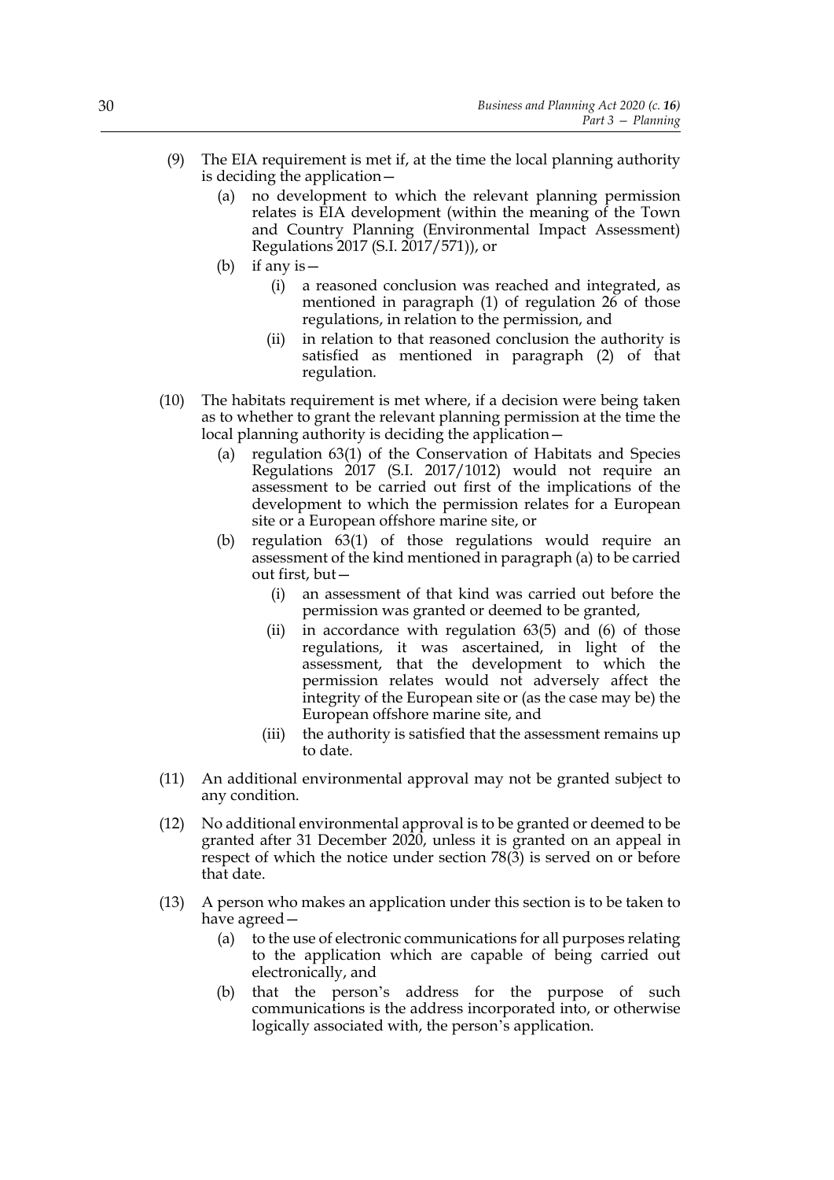(9) The EIA requirement is met if, at the time the local planning authority is deciding the application—

   (a) no development to which the relevant planning permission relates is EIA development (within the meaning of the Town and Country Planning (Environmental Impact Assessment) Regulations 2017 (S.I. 2017/571)), or

   (b) if any is—

      (i) a reasoned conclusion was reached and integrated, as mentioned in paragraph (1) of regulation 26 of those regulations, in relation to the permission, and

      (ii) in relation to that reasoned conclusion the authority is satisfied as mentioned in paragraph (2) of that regulation.

(10) The habitats requirement is met where, if a decision were being taken as to whether to grant the relevant planning permission at the time the local planning authority is deciding the application—

   (a) regulation 63(1) of the Conservation of Habitats and Species Regulations 2017 (S.I. 2017/1012) would not require an assessment to be carried out first of the implications of the development to which the permission relates for a European site or a European offshore marine site, or

   (b) regulation 63(1) of those regulations would require an assessment of the kind mentioned in paragraph (a) to be carried out first, but—

      (i) an assessment of that kind was carried out before the permission was granted or deemed to be granted,

      (ii) in accordance with regulation 63(5) and (6) of those regulations, it was ascertained, in light of the assessment, that the development to which the permission relates would not adversely affect the integrity of the European site or (as the case may be) the European offshore marine site, and

      (iii) the authority is satisfied that the assessment remains up to date.

(11) An additional environmental approval may not be granted subject to any condition.

(12) No additional environmental approval is to be granted or deemed to be granted after 31 December 2020, unless it is granted on an appeal in respect of which the notice under section 78(3) is served on or before that date.

(13) A person who makes an application under this section is to be taken to have agreed—

   (a) to the use of electronic communications for all purposes relating to the application which are capable of being carried out electronically, and

   (b) that the person's address for the purpose of such communications is the address incorporated into, or otherwise logically associated with, the person's application.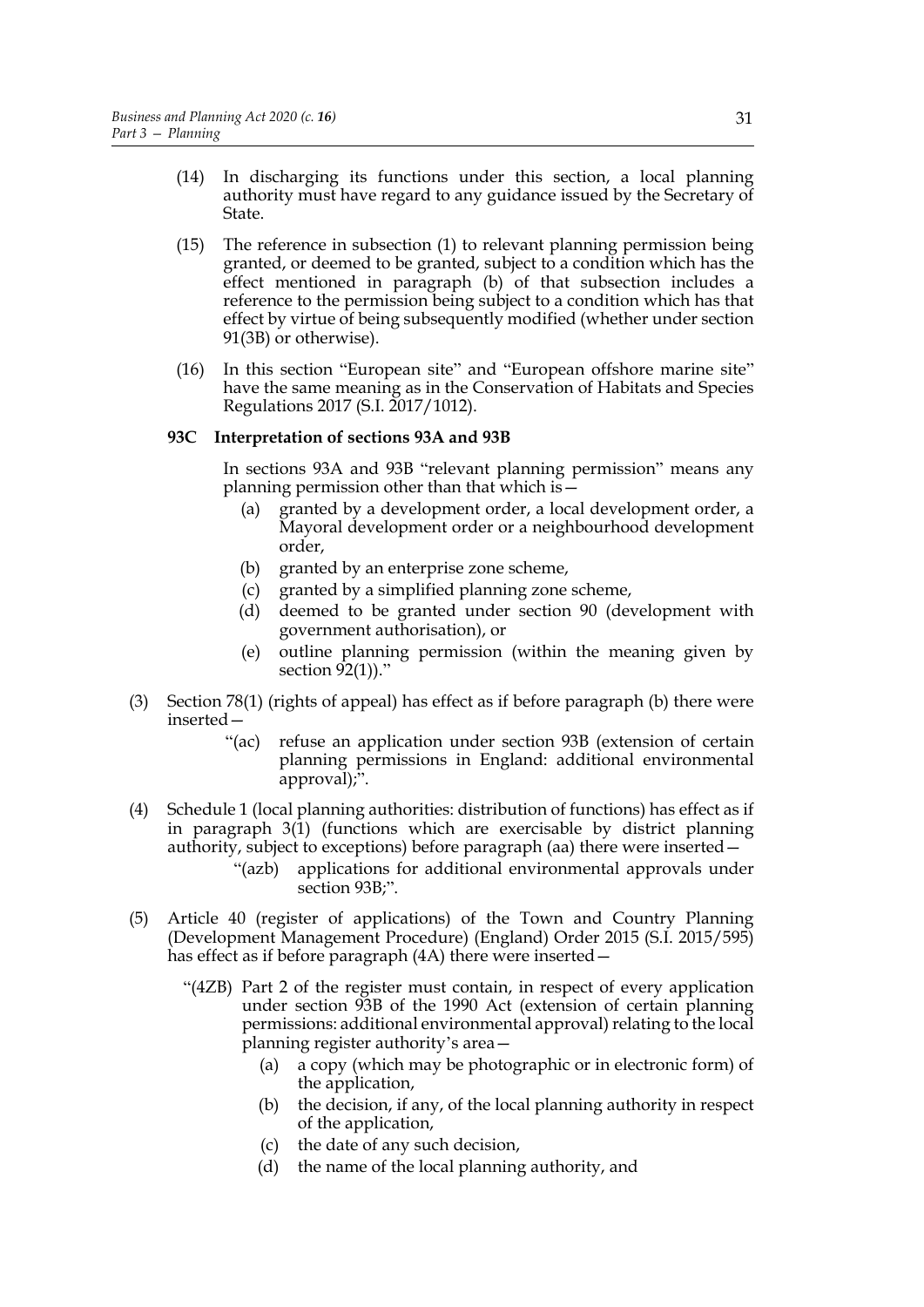(14) In discharging its functions under this section, a local planning authority must have regard to any guidance issued by the Secretary of State.

(15) The reference in subsection (1) to relevant planning permission being granted, or deemed to be granted, subject to a condition which has the effect mentioned in paragraph (b) of that subsection includes a reference to the permission being subject to a condition which has that effect by virtue of being subsequently modified (whether under section 91(3B) or otherwise).

(16) In this section "European site" and "European offshore marine site" have the same meaning as in the Conservation of Habitats and Species Regulations 2017 (S.I. 2017/1012).

**93C Interpretation of sections 93A and 93B**

In sections 93A and 93B "relevant planning permission" means any planning permission other than that which is—

(a) granted by a development order, a local development order, a Mayoral development order or a neighbourhood development order,

(b) granted by an enterprise zone scheme,

(c) granted by a simplified planning zone scheme,

(d) deemed to be granted under section 90 (development with government authorisation), or

(e) outline planning permission (within the meaning given by section 92(1))."

(3) Section 78(1) (rights of appeal) has effect as if before paragraph (b) there were inserted—

"(ac) refuse an application under section 93B (extension of certain planning permissions in England: additional environmental approval);".

(4) Schedule 1 (local planning authorities: distribution of functions) has effect as if in paragraph 3(1) (functions which are exercisable by district planning authority, subject to exceptions) before paragraph (aa) there were inserted—

"(azb) applications for additional environmental approvals under section 93B;".

(5) Article 40 (register of applications) of the Town and Country Planning (Development Management Procedure) (England) Order 2015 (S.I. 2015/595) has effect as if before paragraph (4A) there were inserted—

"(4ZB) Part 2 of the register must contain, in respect of every application under section 93B of the 1990 Act (extension of certain planning permissions: additional environmental approval) relating to the local planning register authority's area—

(a) a copy (which may be photographic or in electronic form) of the application,

(b) the decision, if any, of the local planning authority in respect of the application,

(c) the date of any such decision,

(d) the name of the local planning authority, and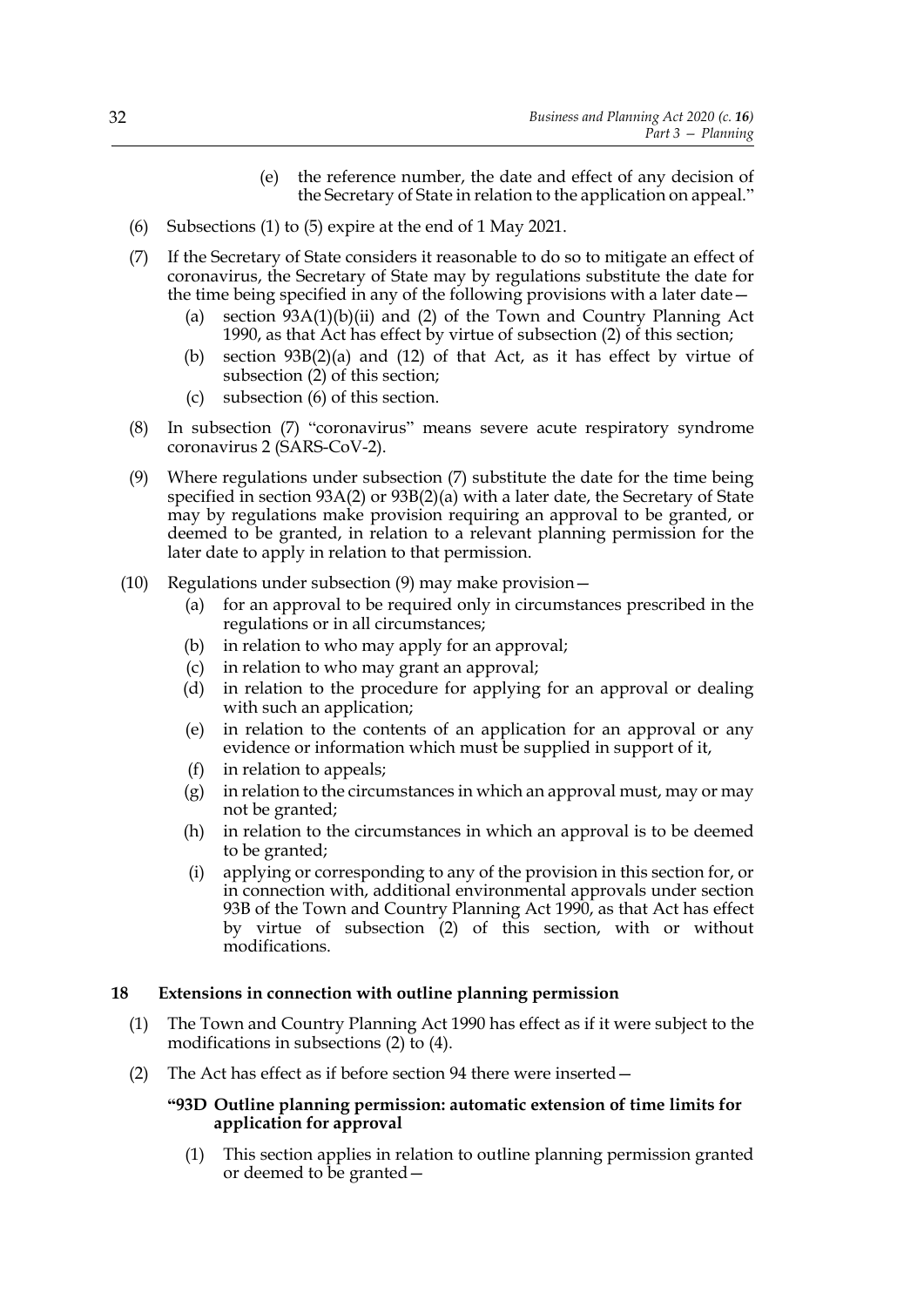(e) the reference number, the date and effect of any decision of the Secretary of State in relation to the application on appeal."

(6) Subsections (1) to (5) expire at the end of 1 May 2021.

(7) If the Secretary of State considers it reasonable to do so to mitigate an effect of coronavirus, the Secretary of State may by regulations substitute the date for the time being specified in any of the following provisions with a later date—

(a) section 93A(1)(b)(ii) and (2) of the Town and Country Planning Act 1990, as that Act has effect by virtue of subsection (2) of this section;

(b) section 93B(2)(a) and (12) of that Act, as it has effect by virtue of subsection (2) of this section;

(c) subsection (6) of this section.

(8) In subsection (7) "coronavirus" means severe acute respiratory syndrome coronavirus 2 (SARS-CoV-2).

(9) Where regulations under subsection (7) substitute the date for the time being specified in section 93A(2) or 93B(2)(a) with a later date, the Secretary of State may by regulations make provision requiring an approval to be granted, or deemed to be granted, in relation to a relevant planning permission for the later date to apply in relation to that permission.

(10) Regulations under subsection (9) may make provision—

(a) for an approval to be required only in circumstances prescribed in the regulations or in all circumstances;

(b) in relation to who may apply for an approval;

(c) in relation to who may grant an approval;

(d) in relation to the procedure for applying for an approval or dealing with such an application;

(e) in relation to the contents of an application for an approval or any evidence or information which must be supplied in support of it,

(f) in relation to appeals;

(g) in relation to the circumstances in which an approval must, may or may not be granted;

(h) in relation to the circumstances in which an approval is to be deemed to be granted;

(i) applying or corresponding to any of the provision in this section for, or in connection with, additional environmental approvals under section 93B of the Town and Country Planning Act 1990, as that Act has effect by virtue of subsection (2) of this section, with or without modifications.

## 18 Extensions in connection with outline planning permission

(1) The Town and Country Planning Act 1990 has effect as if it were subject to the modifications in subsections (2) to (4).

(2) The Act has effect as if before section 94 there were inserted—

**"93D Outline planning permission: automatic extension of time limits for application for approval**

(1) This section applies in relation to outline planning permission granted or deemed to be granted—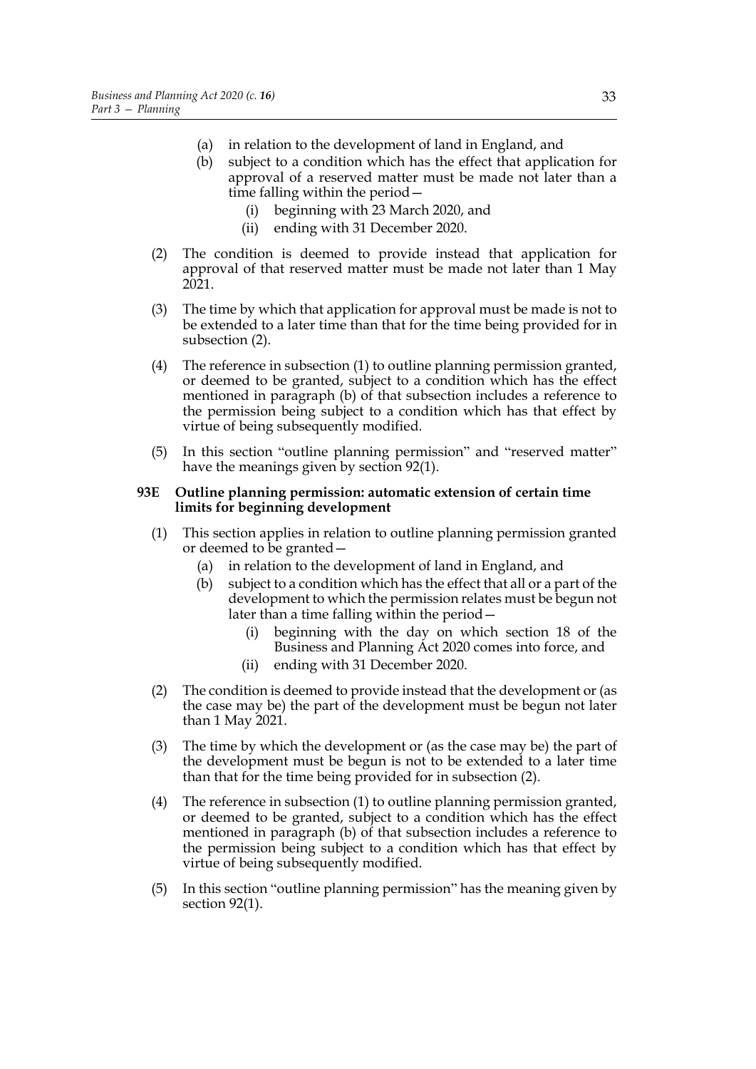(a) in relation to the development of land in England, and

(b) subject to a condition which has the effect that application for approval of a reserved matter must be made not later than a time falling within the period—

(i) beginning with 23 March 2020, and

(ii) ending with 31 December 2020.

(2) The condition is deemed to provide instead that application for approval of that reserved matter must be made not later than 1 May 2021.

(3) The time by which that application for approval must be made is not to be extended to a later time than that for the time being provided for in subsection (2).

(4) The reference in subsection (1) to outline planning permission granted, or deemed to be granted, subject to a condition which has the effect mentioned in paragraph (b) of that subsection includes a reference to the permission being subject to a condition which has that effect by virtue of being subsequently modified.

(5) In this section "outline planning permission" and "reserved matter" have the meanings given by section 92(1).

**93E Outline planning permission: automatic extension of certain time limits for beginning development**

(1) This section applies in relation to outline planning permission granted or deemed to be granted—

(a) in relation to the development of land in England, and

(b) subject to a condition which has the effect that all or a part of the development to which the permission relates must be begun not later than a time falling within the period—

(i) beginning with the day on which section 18 of the Business and Planning Act 2020 comes into force, and

(ii) ending with 31 December 2020.

(2) The condition is deemed to provide instead that the development or (as the case may be) the part of the development must be begun not later than 1 May 2021.

(3) The time by which the development or (as the case may be) the part of the development must be begun is not to be extended to a later time than that for the time being provided for in subsection (2).

(4) The reference in subsection (1) to outline planning permission granted, or deemed to be granted, subject to a condition which has the effect mentioned in paragraph (b) of that subsection includes a reference to the permission being subject to a condition which has that effect by virtue of being subsequently modified.

(5) In this section "outline planning permission" has the meaning given by section 92(1).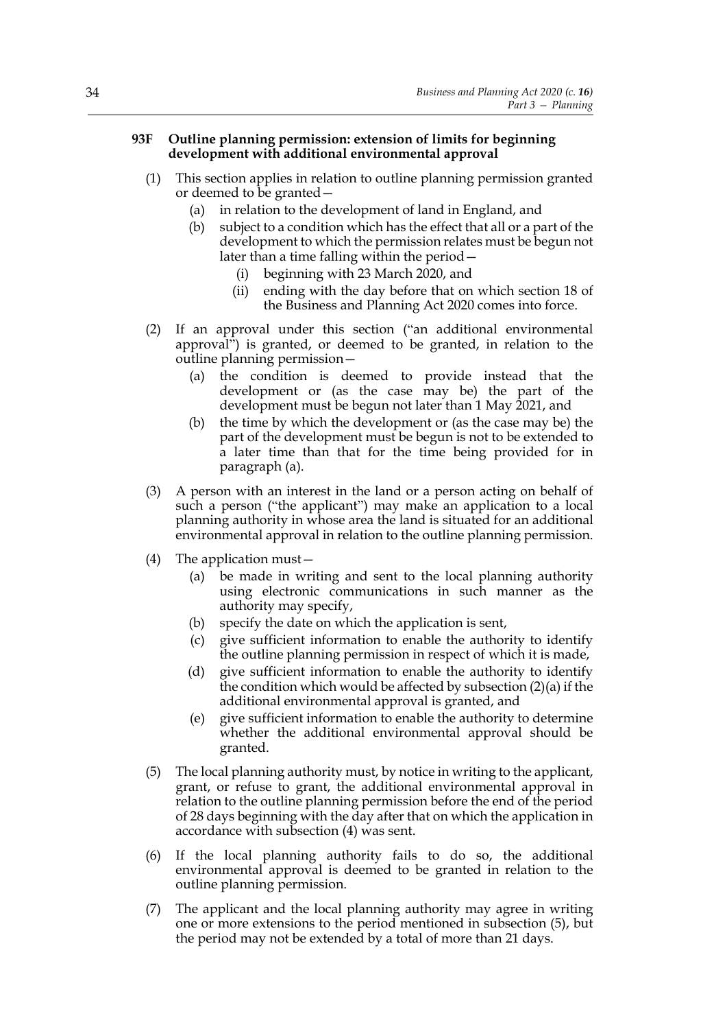### 93F Outline planning permission: extension of limits for beginning development with additional environmental approval

(1) This section applies in relation to outline planning permission granted or deemed to be granted—

  (a) in relation to the development of land in England, and

  (b) subject to a condition which has the effect that all or a part of the development to which the permission relates must be begun not later than a time falling within the period—

    (i) beginning with 23 March 2020, and

    (ii) ending with the day before that on which section 18 of the Business and Planning Act 2020 comes into force.

(2) If an approval under this section ("an additional environmental approval") is granted, or deemed to be granted, in relation to the outline planning permission—

  (a) the condition is deemed to provide instead that the development or (as the case may be) the part of the development must be begun not later than 1 May 2021, and

  (b) the time by which the development or (as the case may be) the part of the development must be begun is not to be extended to a later time than that for the time being provided for in paragraph (a).

(3) A person with an interest in the land or a person acting on behalf of such a person ("the applicant") may make an application to a local planning authority in whose area the land is situated for an additional environmental approval in relation to the outline planning permission.

(4) The application must—

  (a) be made in writing and sent to the local planning authority using electronic communications in such manner as the authority may specify,

  (b) specify the date on which the application is sent,

  (c) give sufficient information to enable the authority to identify the outline planning permission in respect of which it is made,

  (d) give sufficient information to enable the authority to identify the condition which would be affected by subsection (2)(a) if the additional environmental approval is granted, and

  (e) give sufficient information to enable the authority to determine whether the additional environmental approval should be granted.

(5) The local planning authority must, by notice in writing to the applicant, grant, or refuse to grant, the additional environmental approval in relation to the outline planning permission before the end of the period of 28 days beginning with the day after that on which the application in accordance with subsection (4) was sent.

(6) If the local planning authority fails to do so, the additional environmental approval is deemed to be granted in relation to the outline planning permission.

(7) The applicant and the local planning authority may agree in writing one or more extensions to the period mentioned in subsection (5), but the period may not be extended by a total of more than 21 days.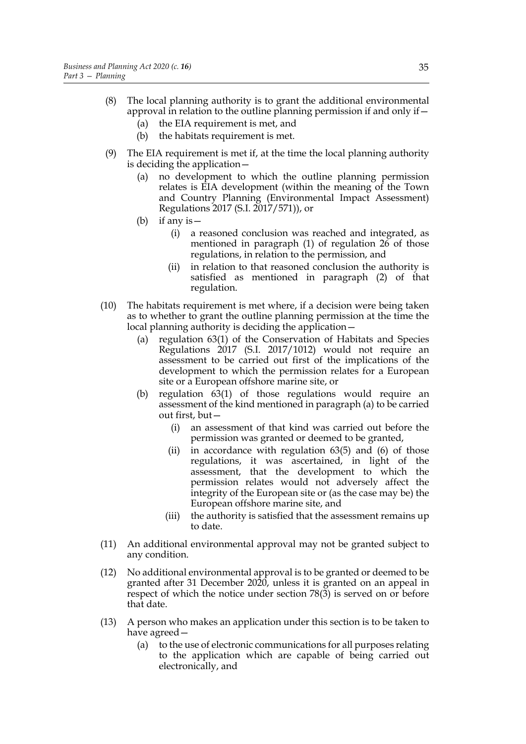(8) The local planning authority is to grant the additional environmental approval in relation to the outline planning permission if and only if—

   (a) the EIA requirement is met, and

   (b) the habitats requirement is met.

(9) The EIA requirement is met if, at the time the local planning authority is deciding the application—

   (a) no development to which the outline planning permission relates is EIA development (within the meaning of the Town and Country Planning (Environmental Impact Assessment) Regulations 2017 (S.I. 2017/571)), or

   (b) if any is—

      (i) a reasoned conclusion was reached and integrated, as mentioned in paragraph (1) of regulation 26 of those regulations, in relation to the permission, and

      (ii) in relation to that reasoned conclusion the authority is satisfied as mentioned in paragraph (2) of that regulation.

(10) The habitats requirement is met where, if a decision were being taken as to whether to grant the outline planning permission at the time the local planning authority is deciding the application—

   (a) regulation 63(1) of the Conservation of Habitats and Species Regulations 2017 (S.I. 2017/1012) would not require an assessment to be carried out first of the implications of the development to which the permission relates for a European site or a European offshore marine site, or

   (b) regulation 63(1) of those regulations would require an assessment of the kind mentioned in paragraph (a) to be carried out first, but—

      (i) an assessment of that kind was carried out before the permission was granted or deemed to be granted,

      (ii) in accordance with regulation 63(5) and (6) of those regulations, it was ascertained, in light of the assessment, that the development to which the permission relates would not adversely affect the integrity of the European site or (as the case may be) the European offshore marine site, and

      (iii) the authority is satisfied that the assessment remains up to date.

(11) An additional environmental approval may not be granted subject to any condition.

(12) No additional environmental approval is to be granted or deemed to be granted after 31 December 2020, unless it is granted on an appeal in respect of which the notice under section 78(3) is served on or before that date.

(13) A person who makes an application under this section is to be taken to have agreed—

   (a) to the use of electronic communications for all purposes relating to the application which are capable of being carried out electronically, and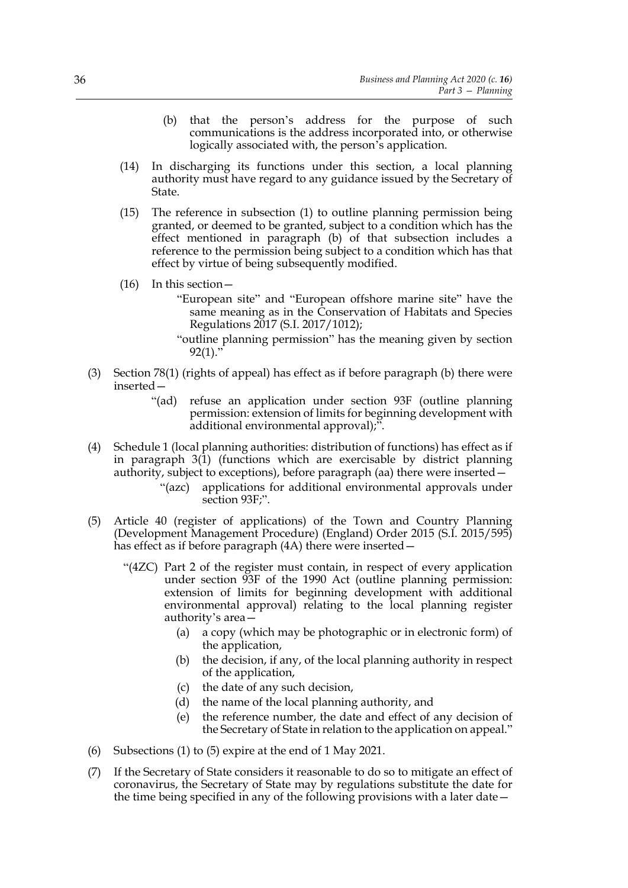(b) that the person's address for the purpose of such communications is the address incorporated into, or otherwise logically associated with, the person's application.

(14) In discharging its functions under this section, a local planning authority must have regard to any guidance issued by the Secretary of State.

(15) The reference in subsection (1) to outline planning permission being granted, or deemed to be granted, subject to a condition which has the effect mentioned in paragraph (b) of that subsection includes a reference to the permission being subject to a condition which has that effect by virtue of being subsequently modified.

(16) In this section—

"European site" and "European offshore marine site" have the same meaning as in the Conservation of Habitats and Species Regulations 2017 (S.I. 2017/1012);

"outline planning permission" has the meaning given by section 92(1)."

(3) Section 78(1) (rights of appeal) has effect as if before paragraph (b) there were inserted—

"(ad) refuse an application under section 93F (outline planning permission: extension of limits for beginning development with additional environmental approval);".

(4) Schedule 1 (local planning authorities: distribution of functions) has effect as if in paragraph 3(1) (functions which are exercisable by district planning authority, subject to exceptions), before paragraph (aa) there were inserted—

"(azc) applications for additional environmental approvals under section 93F;".

(5) Article 40 (register of applications) of the Town and Country Planning (Development Management Procedure) (England) Order 2015 (S.I. 2015/595) has effect as if before paragraph (4A) there were inserted—

"(4ZC) Part 2 of the register must contain, in respect of every application under section 93F of the 1990 Act (outline planning permission: extension of limits for beginning development with additional environmental approval) relating to the local planning register authority's area—

(a) a copy (which may be photographic or in electronic form) of the application,

(b) the decision, if any, of the local planning authority in respect of the application,

(c) the date of any such decision,

(d) the name of the local planning authority, and

(e) the reference number, the date and effect of any decision of the Secretary of State in relation to the application on appeal."

(6) Subsections (1) to (5) expire at the end of 1 May 2021.

(7) If the Secretary of State considers it reasonable to do so to mitigate an effect of coronavirus, the Secretary of State may by regulations substitute the date for the time being specified in any of the following provisions with a later date—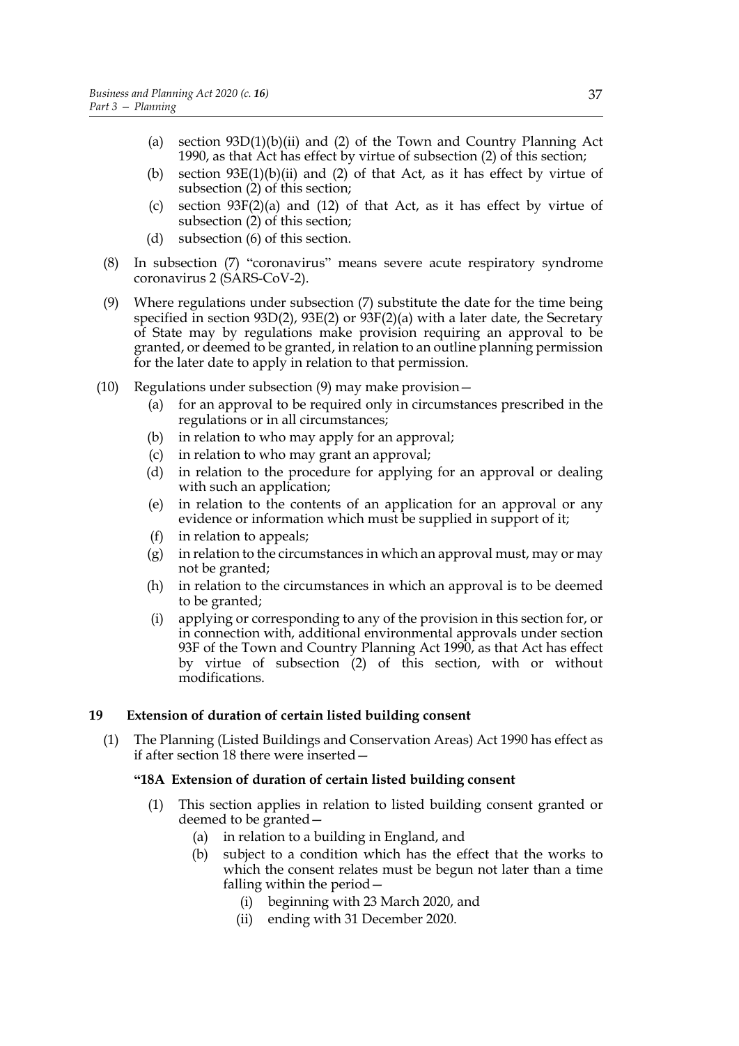(a) section 93D(1)(b)(ii) and (2) of the Town and Country Planning Act 1990, as that Act has effect by virtue of subsection (2) of this section;

(b) section 93E(1)(b)(ii) and (2) of that Act, as it has effect by virtue of subsection (2) of this section;

(c) section 93F(2)(a) and (12) of that Act, as it has effect by virtue of subsection (2) of this section;

(d) subsection (6) of this section.

(8) In subsection (7) "coronavirus" means severe acute respiratory syndrome coronavirus 2 (SARS-CoV-2).

(9) Where regulations under subsection (7) substitute the date for the time being specified in section 93D(2), 93E(2) or 93F(2)(a) with a later date, the Secretary of State may by regulations make provision requiring an approval to be granted, or deemed to be granted, in relation to an outline planning permission for the later date to apply in relation to that permission.

(10) Regulations under subsection (9) may make provision—

(a) for an approval to be required only in circumstances prescribed in the regulations or in all circumstances;

(b) in relation to who may apply for an approval;

(c) in relation to who may grant an approval;

(d) in relation to the procedure for applying for an approval or dealing with such an application;

(e) in relation to the contents of an application for an approval or any evidence or information which must be supplied in support of it;

(f) in relation to appeals;

(g) in relation to the circumstances in which an approval must, may or may not be granted;

(h) in relation to the circumstances in which an approval is to be deemed to be granted;

(i) applying or corresponding to any of the provision in this section for, or in connection with, additional environmental approvals under section 93F of the Town and Country Planning Act 1990, as that Act has effect by virtue of subsection (2) of this section, with or without modifications.

### 19 Extension of duration of certain listed building consent

(1) The Planning (Listed Buildings and Conservation Areas) Act 1990 has effect as if after section 18 there were inserted—

**"18A Extension of duration of certain listed building consent**

(1) This section applies in relation to listed building consent granted or deemed to be granted—

(a) in relation to a building in England, and

(b) subject to a condition which has the effect that the works to which the consent relates must be begun not later than a time falling within the period—

(i) beginning with 23 March 2020, and

(ii) ending with 31 December 2020.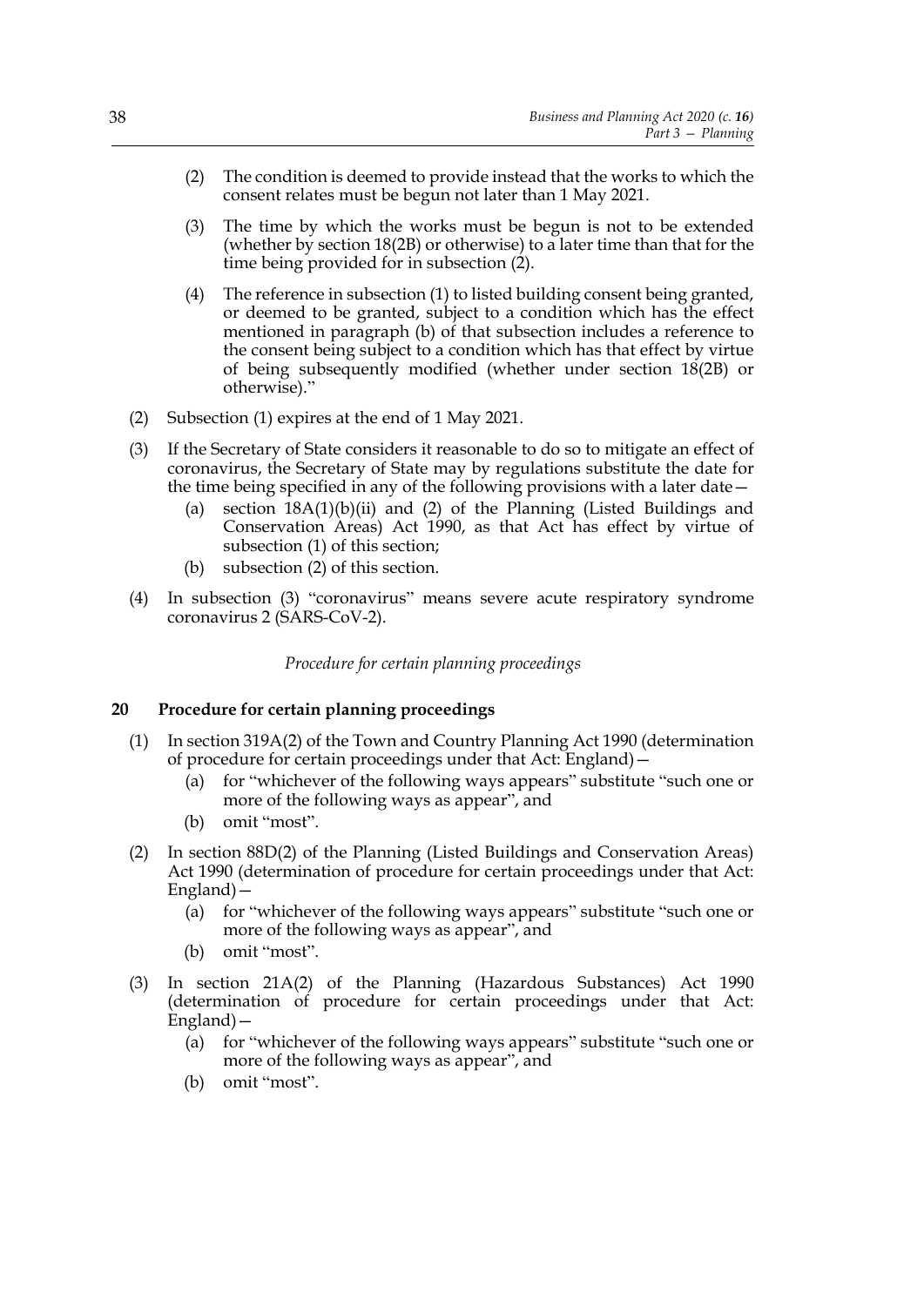(2) The condition is deemed to provide instead that the works to which the consent relates must be begun not later than 1 May 2021.

(3) The time by which the works must be begun is not to be extended (whether by section 18(2B) or otherwise) to a later time than that for the time being provided for in subsection (2).

(4) The reference in subsection (1) to listed building consent being granted, or deemed to be granted, subject to a condition which has the effect mentioned in paragraph (b) of that subsection includes a reference to the consent being subject to a condition which has that effect by virtue of being subsequently modified (whether under section 18(2B) or otherwise)."

(2) Subsection (1) expires at the end of 1 May 2021.

(3) If the Secretary of State considers it reasonable to do so to mitigate an effect of coronavirus, the Secretary of State may by regulations substitute the date for the time being specified in any of the following provisions with a later date—

(a) section 18A(1)(b)(ii) and (2) of the Planning (Listed Buildings and Conservation Areas) Act 1990, as that Act has effect by virtue of subsection (1) of this section;

(b) subsection (2) of this section.

(4) In subsection (3) "coronavirus" means severe acute respiratory syndrome coronavirus 2 (SARS-CoV-2).

*Procedure for certain planning proceedings*

## 20 Procedure for certain planning proceedings

(1) In section 319A(2) of the Town and Country Planning Act 1990 (determination of procedure for certain proceedings under that Act: England)—

(a) for "whichever of the following ways appears" substitute "such one or more of the following ways as appear", and

(b) omit "most".

(2) In section 88D(2) of the Planning (Listed Buildings and Conservation Areas) Act 1990 (determination of procedure for certain proceedings under that Act: England)—

(a) for "whichever of the following ways appears" substitute "such one or more of the following ways as appear", and

(b) omit "most".

(3) In section 21A(2) of the Planning (Hazardous Substances) Act 1990 (determination of procedure for certain proceedings under that Act: England)—

(a) for "whichever of the following ways appears" substitute "such one or more of the following ways as appear", and

(b) omit "most".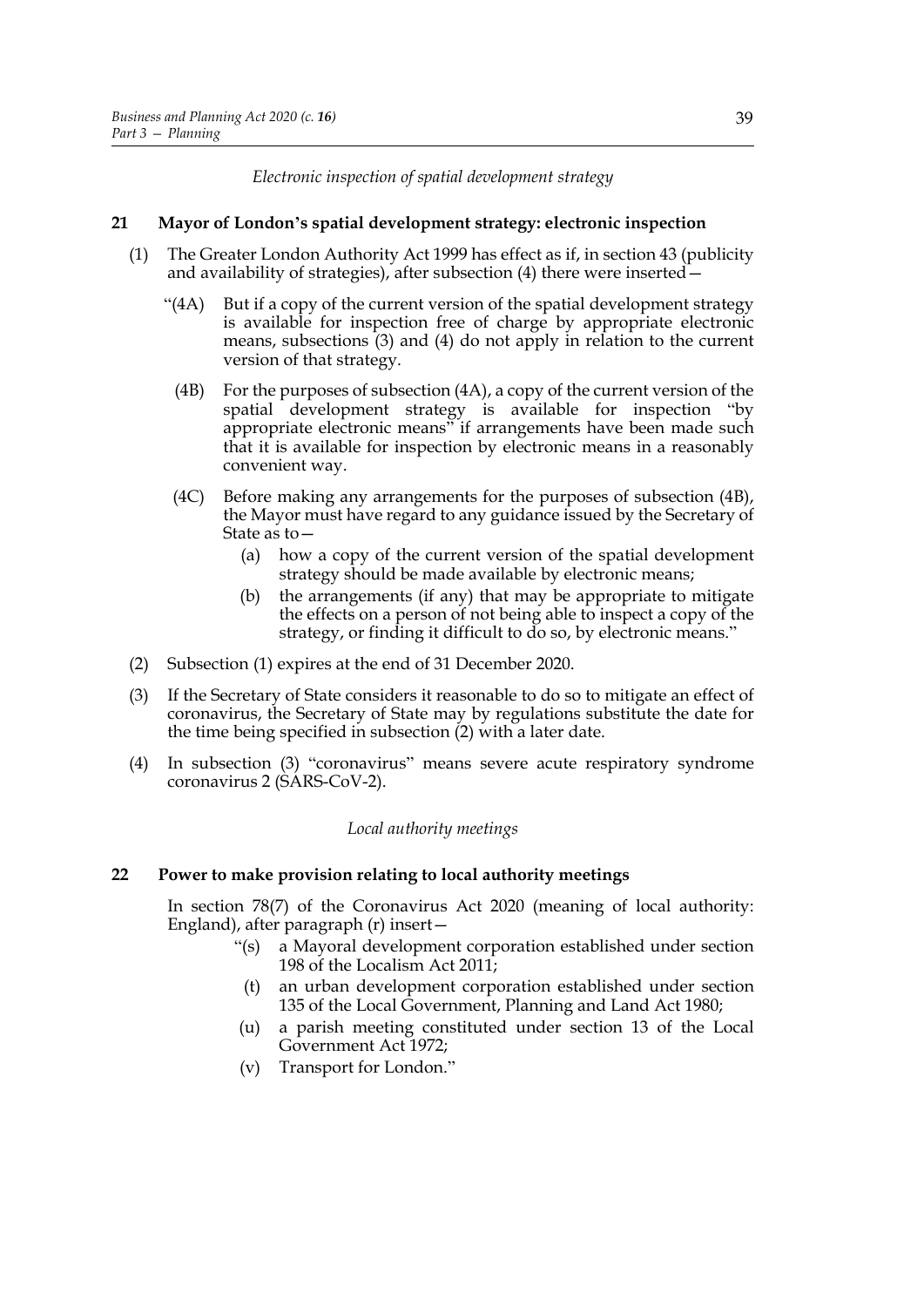*Electronic inspection of spatial development strategy*

## 21 Mayor of London's spatial development strategy: electronic inspection

(1) The Greater London Authority Act 1999 has effect as if, in section 43 (publicity and availability of strategies), after subsection (4) there were inserted—

"(4A) But if a copy of the current version of the spatial development strategy is available for inspection free of charge by appropriate electronic means, subsections (3) and (4) do not apply in relation to the current version of that strategy.

(4B) For the purposes of subsection (4A), a copy of the current version of the spatial development strategy is available for inspection "by appropriate electronic means" if arrangements have been made such that it is available for inspection by electronic means in a reasonably convenient way.

(4C) Before making any arrangements for the purposes of subsection (4B), the Mayor must have regard to any guidance issued by the Secretary of State as to—

(a) how a copy of the current version of the spatial development strategy should be made available by electronic means;

(b) the arrangements (if any) that may be appropriate to mitigate the effects on a person of not being able to inspect a copy of the strategy, or finding it difficult to do so, by electronic means."

(2) Subsection (1) expires at the end of 31 December 2020.

(3) If the Secretary of State considers it reasonable to do so to mitigate an effect of coronavirus, the Secretary of State may by regulations substitute the date for the time being specified in subsection (2) with a later date.

(4) In subsection (3) "coronavirus" means severe acute respiratory syndrome coronavirus 2 (SARS-CoV-2).

*Local authority meetings*

## 22 Power to make provision relating to local authority meetings

In section 78(7) of the Coronavirus Act 2020 (meaning of local authority: England), after paragraph (r) insert—

"(s) a Mayoral development corporation established under section 198 of the Localism Act 2011;

(t) an urban development corporation established under section 135 of the Local Government, Planning and Land Act 1980;

(u) a parish meeting constituted under section 13 of the Local Government Act 1972;

(v) Transport for London."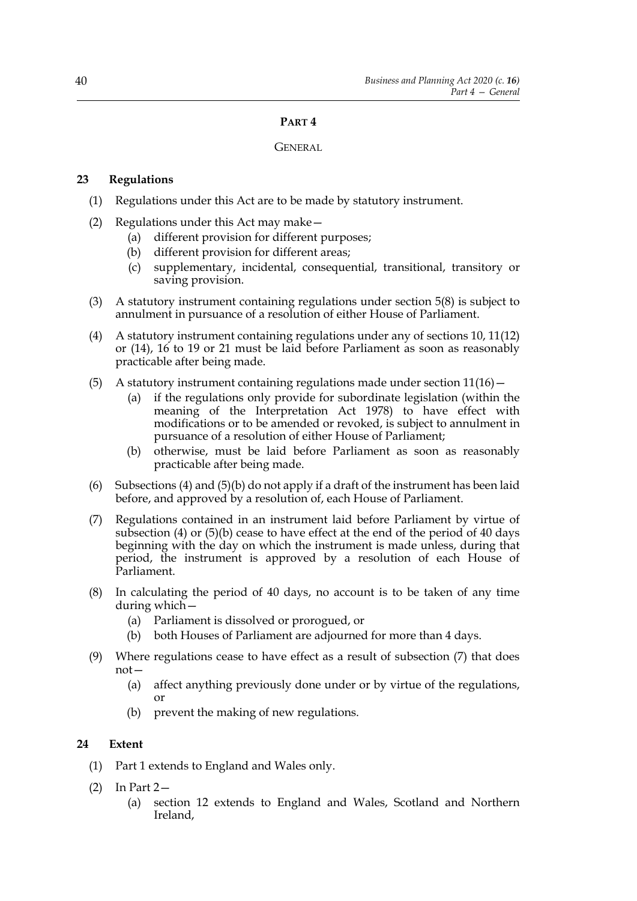## PART 4

### GENERAL

**23 Regulations**

(1) Regulations under this Act are to be made by statutory instrument.

(2) Regulations under this Act may make—

- (a) different provision for different purposes;
- (b) different provision for different areas;
- (c) supplementary, incidental, consequential, transitional, transitory or saving provision.

(3) A statutory instrument containing regulations under section 5(8) is subject to annulment in pursuance of a resolution of either House of Parliament.

(4) A statutory instrument containing regulations under any of sections 10, 11(12) or (14), 16 to 19 or 21 must be laid before Parliament as soon as reasonably practicable after being made.

(5) A statutory instrument containing regulations made under section 11(16)—

- (a) if the regulations only provide for subordinate legislation (within the meaning of the Interpretation Act 1978) to have effect with modifications or to be amended or revoked, is subject to annulment in pursuance of a resolution of either House of Parliament;
- (b) otherwise, must be laid before Parliament as soon as reasonably practicable after being made.

(6) Subsections (4) and (5)(b) do not apply if a draft of the instrument has been laid before, and approved by a resolution of, each House of Parliament.

(7) Regulations contained in an instrument laid before Parliament by virtue of subsection (4) or (5)(b) cease to have effect at the end of the period of 40 days beginning with the day on which the instrument is made unless, during that period, the instrument is approved by a resolution of each House of Parliament.

(8) In calculating the period of 40 days, no account is to be taken of any time during which—

- (a) Parliament is dissolved or prorogued, or
- (b) both Houses of Parliament are adjourned for more than 4 days.

(9) Where regulations cease to have effect as a result of subsection (7) that does not—

- (a) affect anything previously done under or by virtue of the regulations, or
- (b) prevent the making of new regulations.

**24 Extent**

(1) Part 1 extends to England and Wales only.

(2) In Part 2—

- (a) section 12 extends to England and Wales, Scotland and Northern Ireland,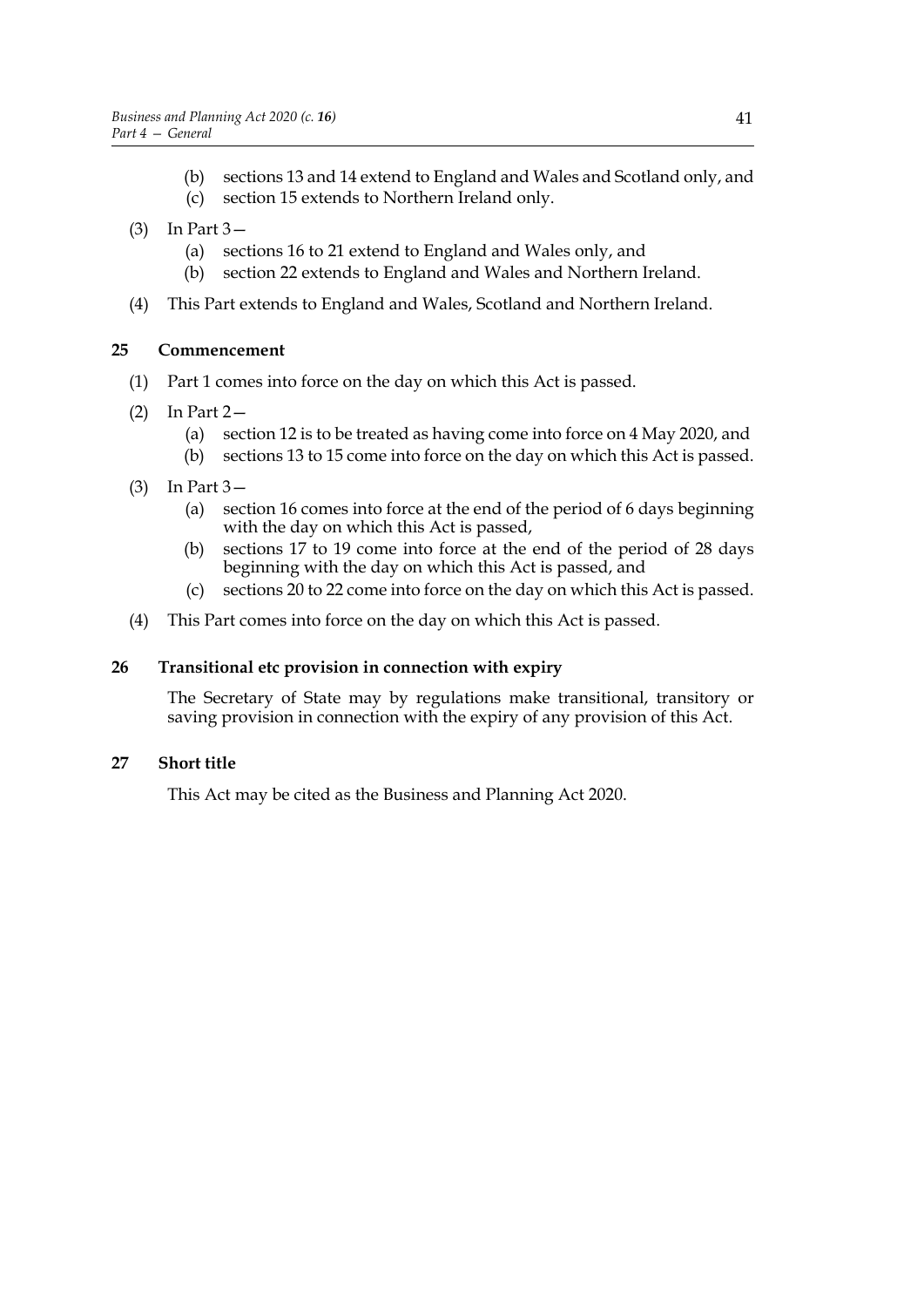(b) sections 13 and 14 extend to England and Wales and Scotland only, and

(c) section 15 extends to Northern Ireland only.

(3) In Part 3—

(a) sections 16 to 21 extend to England and Wales only, and

(b) section 22 extends to England and Wales and Northern Ireland.

(4) This Part extends to England and Wales, Scotland and Northern Ireland.

## 25 Commencement

(1) Part 1 comes into force on the day on which this Act is passed.

(2) In Part 2—

(a) section 12 is to be treated as having come into force on 4 May 2020, and

(b) sections 13 to 15 come into force on the day on which this Act is passed.

(3) In Part 3—

(a) section 16 comes into force at the end of the period of 6 days beginning with the day on which this Act is passed,

(b) sections 17 to 19 come into force at the end of the period of 28 days beginning with the day on which this Act is passed, and

(c) sections 20 to 22 come into force on the day on which this Act is passed.

(4) This Part comes into force on the day on which this Act is passed.

## 26 Transitional etc provision in connection with expiry

The Secretary of State may by regulations make transitional, transitory or saving provision in connection with the expiry of any provision of this Act.

## 27 Short title

This Act may be cited as the Business and Planning Act 2020.